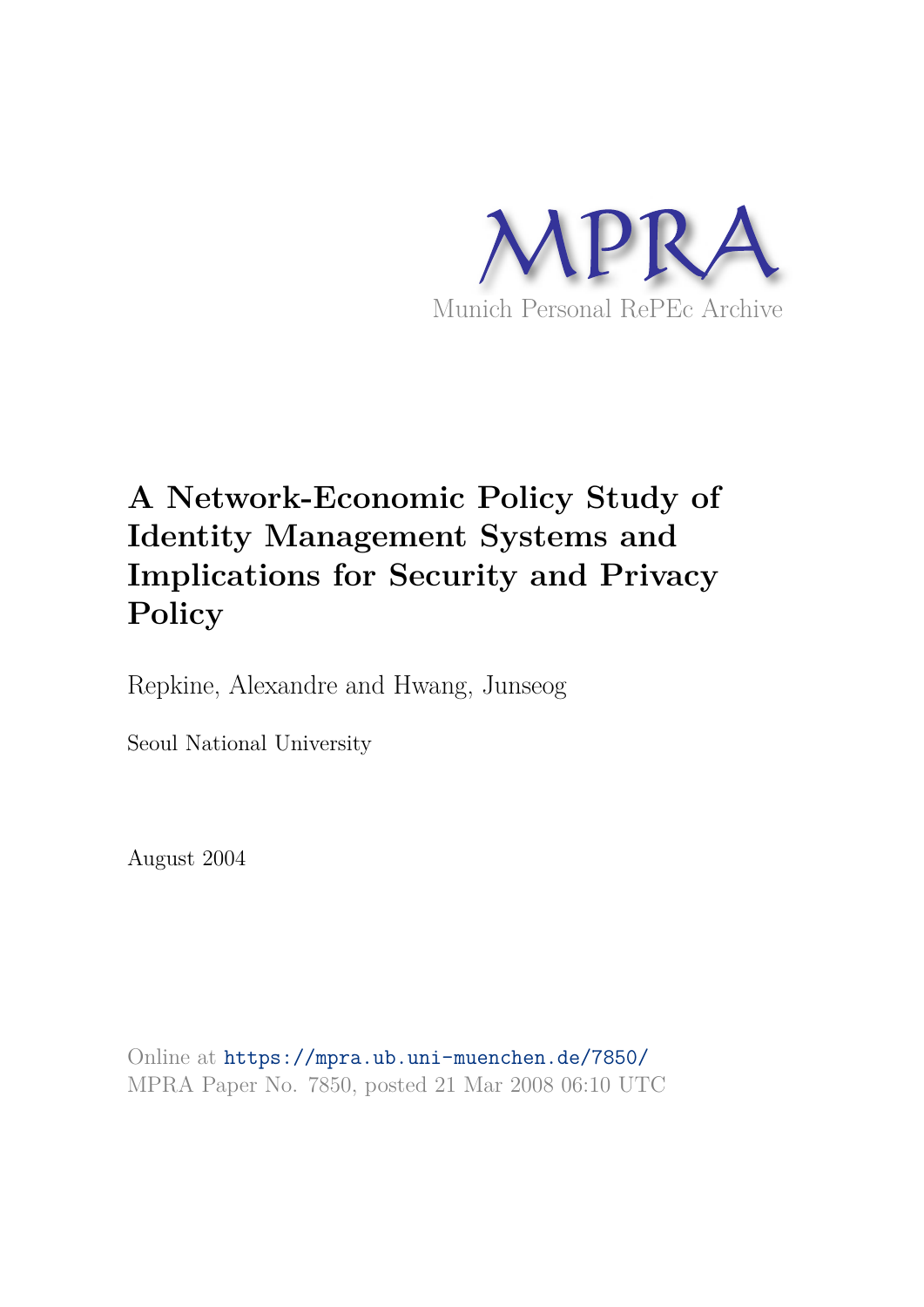MPRA

Munich Personal RePEc Archive

# A Network-Economic Policy Study of Identity Management Systems and Implications for Security and Privacy Policy

Repkine, Alexandre and Hwang, Junseog

Seoul National University

August 2004

Online at https://mpra.ub.uni-muenchen.de/7850/
MPRA Paper No. 7850, posted 21 Mar 2008 06:10 UTC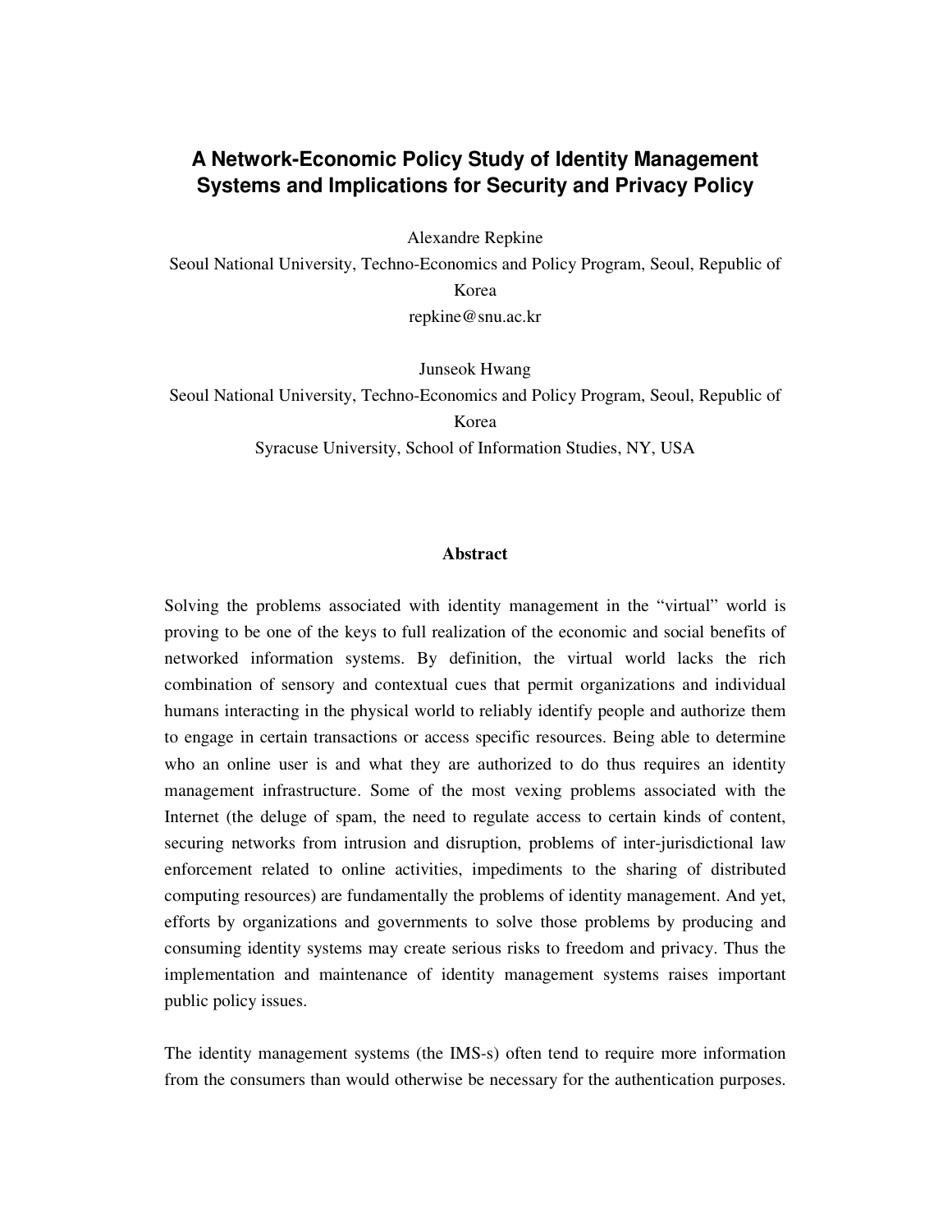# A Network-Economic Policy Study of Identity Management Systems and Implications for Security and Privacy Policy

Alexandre Repkine

Seoul National University, Techno-Economics and Policy Program, Seoul, Republic of Korea

repkine@snu.ac.kr

Junseok Hwang

Seoul National University, Techno-Economics and Policy Program, Seoul, Republic of Korea

Syracuse University, School of Information Studies, NY, USA

## Abstract

Solving the problems associated with identity management in the "virtual" world is proving to be one of the keys to full realization of the economic and social benefits of networked information systems. By definition, the virtual world lacks the rich combination of sensory and contextual cues that permit organizations and individual humans interacting in the physical world to reliably identify people and authorize them to engage in certain transactions or access specific resources. Being able to determine who an online user is and what they are authorized to do thus requires an identity management infrastructure. Some of the most vexing problems associated with the Internet (the deluge of spam, the need to regulate access to certain kinds of content, securing networks from intrusion and disruption, problems of inter-jurisdictional law enforcement related to online activities, impediments to the sharing of distributed computing resources) are fundamentally the problems of identity management. And yet, efforts by organizations and governments to solve those problems by producing and consuming identity systems may create serious risks to freedom and privacy. Thus the implementation and maintenance of identity management systems raises important public policy issues.

The identity management systems (the IMS-s) often tend to require more information from the consumers than would otherwise be necessary for the authentication purposes.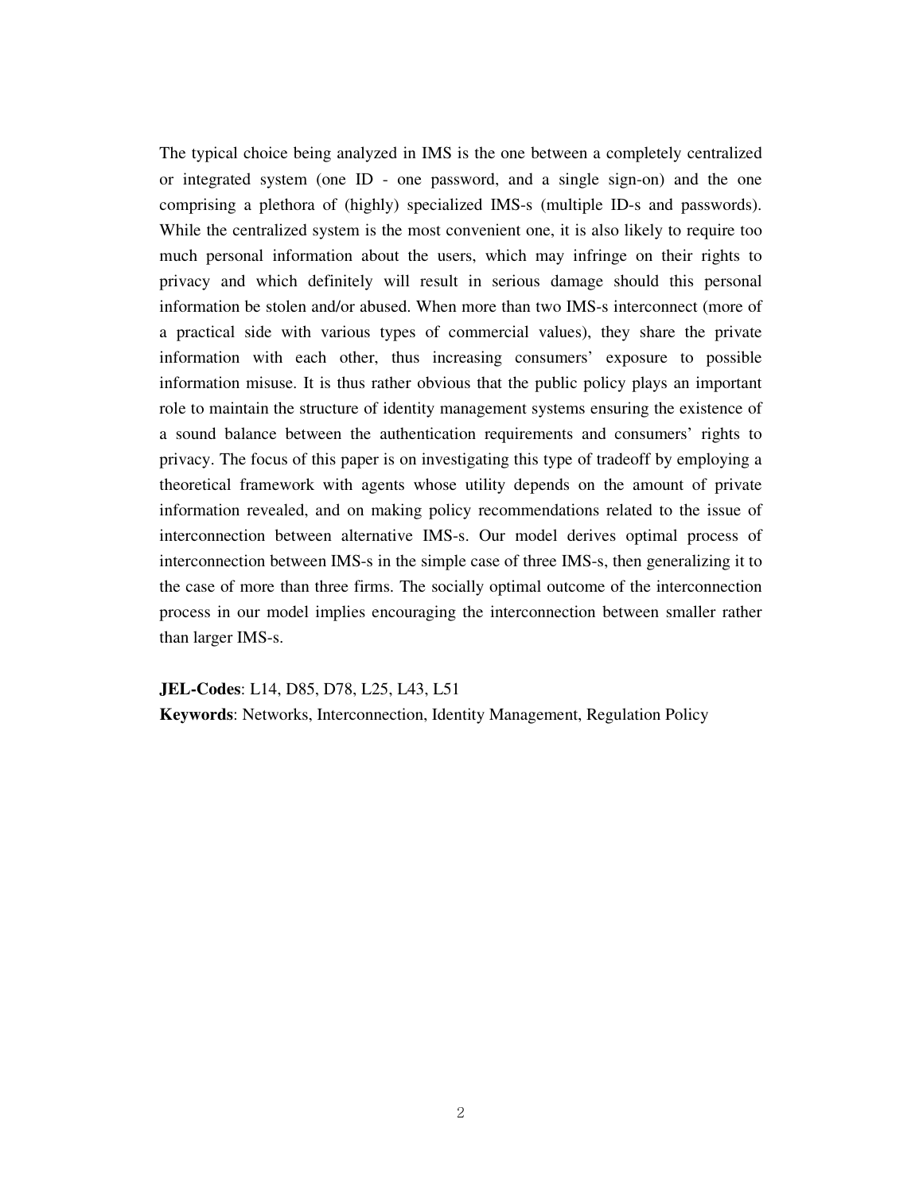The typical choice being analyzed in IMS is the one between a completely centralized or integrated system (one ID - one password, and a single sign-on) and the one comprising a plethora of (highly) specialized IMS-s (multiple ID-s and passwords). While the centralized system is the most convenient one, it is also likely to require too much personal information about the users, which may infringe on their rights to privacy and which definitely will result in serious damage should this personal information be stolen and/or abused. When more than two IMS-s interconnect (more of a practical side with various types of commercial values), they share the private information with each other, thus increasing consumers' exposure to possible information misuse. It is thus rather obvious that the public policy plays an important role to maintain the structure of identity management systems ensuring the existence of a sound balance between the authentication requirements and consumers' rights to privacy. The focus of this paper is on investigating this type of tradeoff by employing a theoretical framework with agents whose utility depends on the amount of private information revealed, and on making policy recommendations related to the issue of interconnection between alternative IMS-s. Our model derives optimal process of interconnection between IMS-s in the simple case of three IMS-s, then generalizing it to the case of more than three firms. The socially optimal outcome of the interconnection process in our model implies encouraging the interconnection between smaller rather than larger IMS-s.

**JEL-Codes**: L14, D85, D78, L25, L43, L51

**Keywords**: Networks, Interconnection, Identity Management, Regulation Policy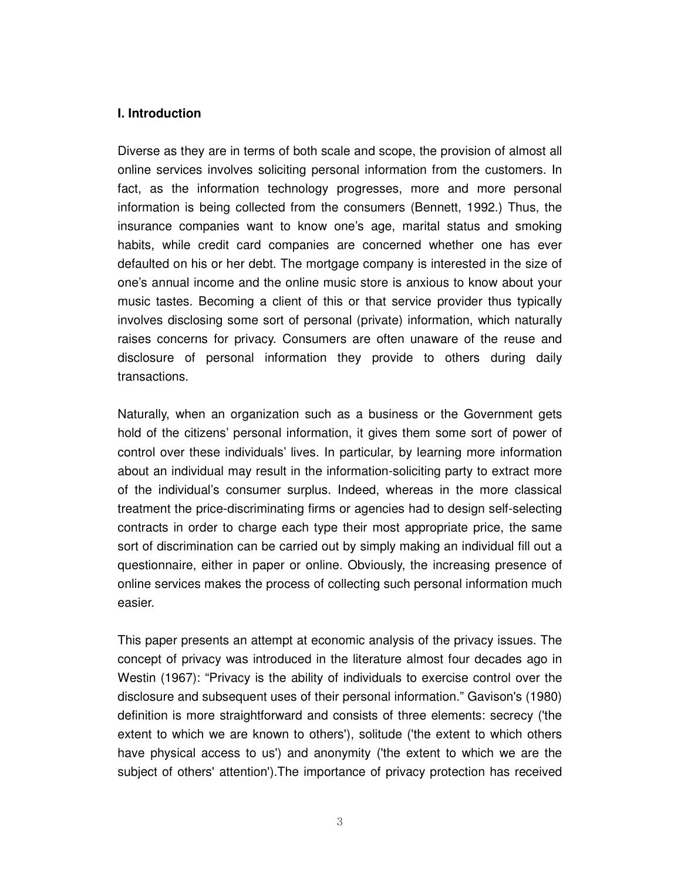## I. Introduction

Diverse as they are in terms of both scale and scope, the provision of almost all online services involves soliciting personal information from the customers. In fact, as the information technology progresses, more and more personal information is being collected from the consumers (Bennett, 1992.) Thus, the insurance companies want to know one's age, marital status and smoking habits, while credit card companies are concerned whether one has ever defaulted on his or her debt. The mortgage company is interested in the size of one's annual income and the online music store is anxious to know about your music tastes. Becoming a client of this or that service provider thus typically involves disclosing some sort of personal (private) information, which naturally raises concerns for privacy. Consumers are often unaware of the reuse and disclosure of personal information they provide to others during daily transactions.

Naturally, when an organization such as a business or the Government gets hold of the citizens' personal information, it gives them some sort of power of control over these individuals' lives. In particular, by learning more information about an individual may result in the information-soliciting party to extract more of the individual's consumer surplus. Indeed, whereas in the more classical treatment the price-discriminating firms or agencies had to design self-selecting contracts in order to charge each type their most appropriate price, the same sort of discrimination can be carried out by simply making an individual fill out a questionnaire, either in paper or online. Obviously, the increasing presence of online services makes the process of collecting such personal information much easier.

This paper presents an attempt at economic analysis of the privacy issues. The concept of privacy was introduced in the literature almost four decades ago in Westin (1967): "Privacy is the ability of individuals to exercise control over the disclosure and subsequent uses of their personal information." Gavison's (1980) definition is more straightforward and consists of three elements: secrecy ('the extent to which we are known to others'), solitude ('the extent to which others have physical access to us') and anonymity ('the extent to which we are the subject of others' attention').The importance of privacy protection has received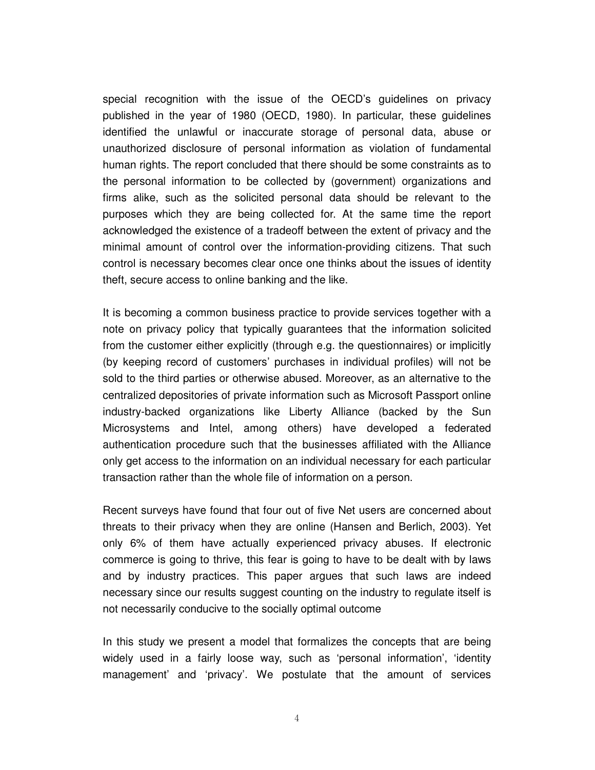special recognition with the issue of the OECD's guidelines on privacy published in the year of 1980 (OECD, 1980). In particular, these guidelines identified the unlawful or inaccurate storage of personal data, abuse or unauthorized disclosure of personal information as violation of fundamental human rights. The report concluded that there should be some constraints as to the personal information to be collected by (government) organizations and firms alike, such as the solicited personal data should be relevant to the purposes which they are being collected for. At the same time the report acknowledged the existence of a tradeoff between the extent of privacy and the minimal amount of control over the information-providing citizens. That such control is necessary becomes clear once one thinks about the issues of identity theft, secure access to online banking and the like.

It is becoming a common business practice to provide services together with a note on privacy policy that typically guarantees that the information solicited from the customer either explicitly (through e.g. the questionnaires) or implicitly (by keeping record of customers' purchases in individual profiles) will not be sold to the third parties or otherwise abused. Moreover, as an alternative to the centralized depositories of private information such as Microsoft Passport online industry-backed organizations like Liberty Alliance (backed by the Sun Microsystems and Intel, among others) have developed a federated authentication procedure such that the businesses affiliated with the Alliance only get access to the information on an individual necessary for each particular transaction rather than the whole file of information on a person.

Recent surveys have found that four out of five Net users are concerned about threats to their privacy when they are online (Hansen and Berlich, 2003). Yet only 6% of them have actually experienced privacy abuses. If electronic commerce is going to thrive, this fear is going to have to be dealt with by laws and by industry practices. This paper argues that such laws are indeed necessary since our results suggest counting on the industry to regulate itself is not necessarily conducive to the socially optimal outcome

In this study we present a model that formalizes the concepts that are being widely used in a fairly loose way, such as 'personal information', 'identity management' and 'privacy'. We postulate that the amount of services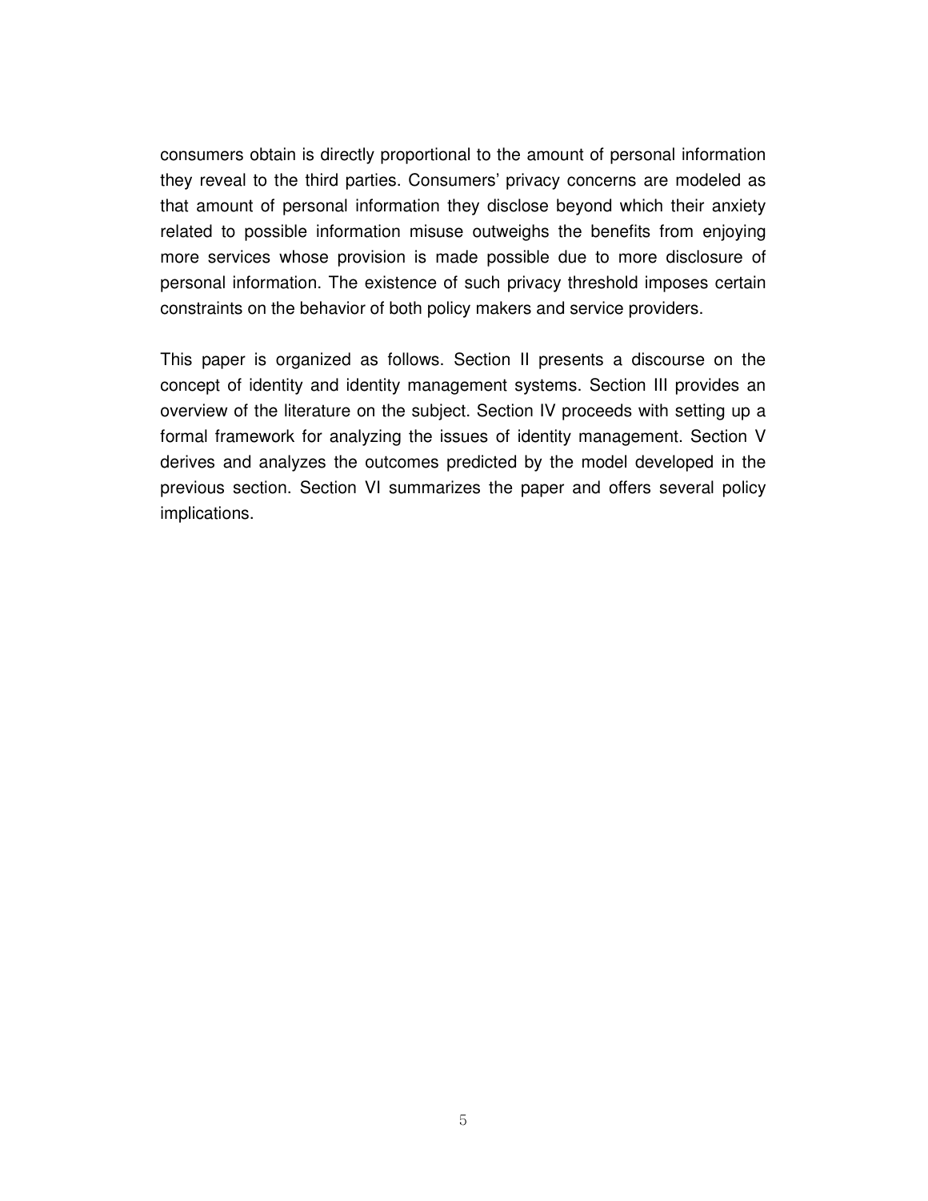consumers obtain is directly proportional to the amount of personal information they reveal to the third parties. Consumers' privacy concerns are modeled as that amount of personal information they disclose beyond which their anxiety related to possible information misuse outweighs the benefits from enjoying more services whose provision is made possible due to more disclosure of personal information. The existence of such privacy threshold imposes certain constraints on the behavior of both policy makers and service providers.

This paper is organized as follows. Section II presents a discourse on the concept of identity and identity management systems. Section III provides an overview of the literature on the subject. Section IV proceeds with setting up a formal framework for analyzing the issues of identity management. Section V derives and analyzes the outcomes predicted by the model developed in the previous section. Section VI summarizes the paper and offers several policy implications.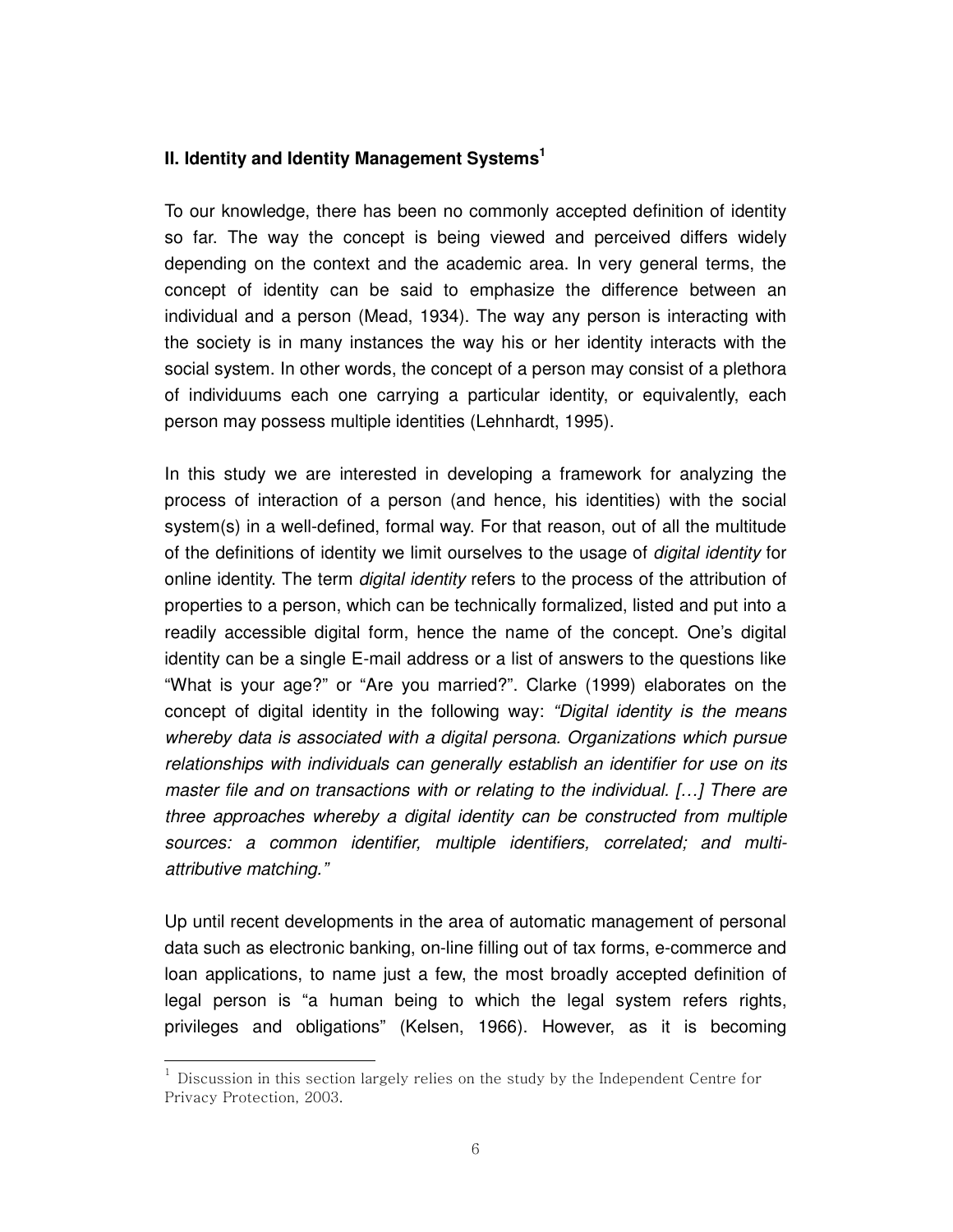## II. Identity and Identity Management Systems[1]

To our knowledge, there has been no commonly accepted definition of identity so far. The way the concept is being viewed and perceived differs widely depending on the context and the academic area. In very general terms, the concept of identity can be said to emphasize the difference between an individual and a person (Mead, 1934). The way any person is interacting with the society is in many instances the way his or her identity interacts with the social system. In other words, the concept of a person may consist of a plethora of individuums each one carrying a particular identity, or equivalently, each person may possess multiple identities (Lehnhardt, 1995).

In this study we are interested in developing a framework for analyzing the process of interaction of a person (and hence, his identities) with the social system(s) in a well-defined, formal way. For that reason, out of all the multitude of the definitions of identity we limit ourselves to the usage of *digital identity* for online identity. The term *digital identity* refers to the process of the attribution of properties to a person, which can be technically formalized, listed and put into a readily accessible digital form, hence the name of the concept. One's digital identity can be a single E-mail address or a list of answers to the questions like "What is your age?" or "Are you married?". Clarke (1999) elaborates on the concept of digital identity in the following way: *"Digital identity is the means whereby data is associated with a digital persona. Organizations which pursue relationships with individuals can generally establish an identifier for use on its master file and on transactions with or relating to the individual. […] There are three approaches whereby a digital identity can be constructed from multiple sources: a common identifier, multiple identifiers, correlated; and multi-attributive matching."*

Up until recent developments in the area of automatic management of personal data such as electronic banking, on-line filling out of tax forms, e-commerce and loan applications, to name just a few, the most broadly accepted definition of legal person is "a human being to which the legal system refers rights, privileges and obligations" (Kelsen, 1966). However, as it is becoming

[1] Discussion in this section largely relies on the study by the Independent Centre for Privacy Protection, 2003.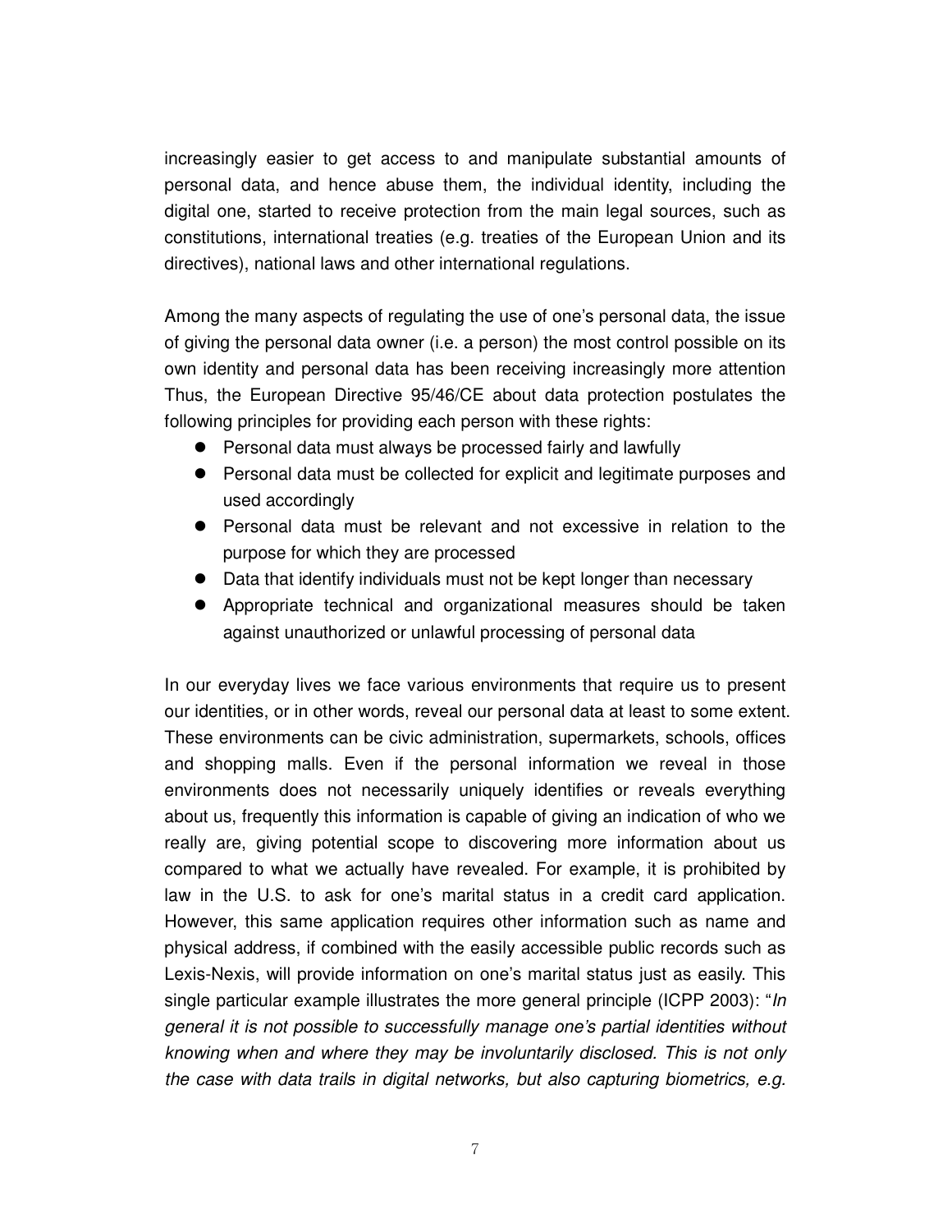increasingly easier to get access to and manipulate substantial amounts of personal data, and hence abuse them, the individual identity, including the digital one, started to receive protection from the main legal sources, such as constitutions, international treaties (e.g. treaties of the European Union and its directives), national laws and other international regulations.

Among the many aspects of regulating the use of one's personal data, the issue of giving the personal data owner (i.e. a person) the most control possible on its own identity and personal data has been receiving increasingly more attention Thus, the European Directive 95/46/CE about data protection postulates the following principles for providing each person with these rights:

- Personal data must always be processed fairly and lawfully
- Personal data must be collected for explicit and legitimate purposes and used accordingly
- Personal data must be relevant and not excessive in relation to the purpose for which they are processed
- Data that identify individuals must not be kept longer than necessary
- Appropriate technical and organizational measures should be taken against unauthorized or unlawful processing of personal data

In our everyday lives we face various environments that require us to present our identities, or in other words, reveal our personal data at least to some extent. These environments can be civic administration, supermarkets, schools, offices and shopping malls. Even if the personal information we reveal in those environments does not necessarily uniquely identifies or reveals everything about us, frequently this information is capable of giving an indication of who we really are, giving potential scope to discovering more information about us compared to what we actually have revealed. For example, it is prohibited by law in the U.S. to ask for one's marital status in a credit card application. However, this same application requires other information such as name and physical address, if combined with the easily accessible public records such as Lexis-Nexis, will provide information on one's marital status just as easily. This single particular example illustrates the more general principle (ICPP 2003): "*In general it is not possible to successfully manage one's partial identities without knowing when and where they may be involuntarily disclosed. This is not only the case with data trails in digital networks, but also capturing biometrics, e.g.*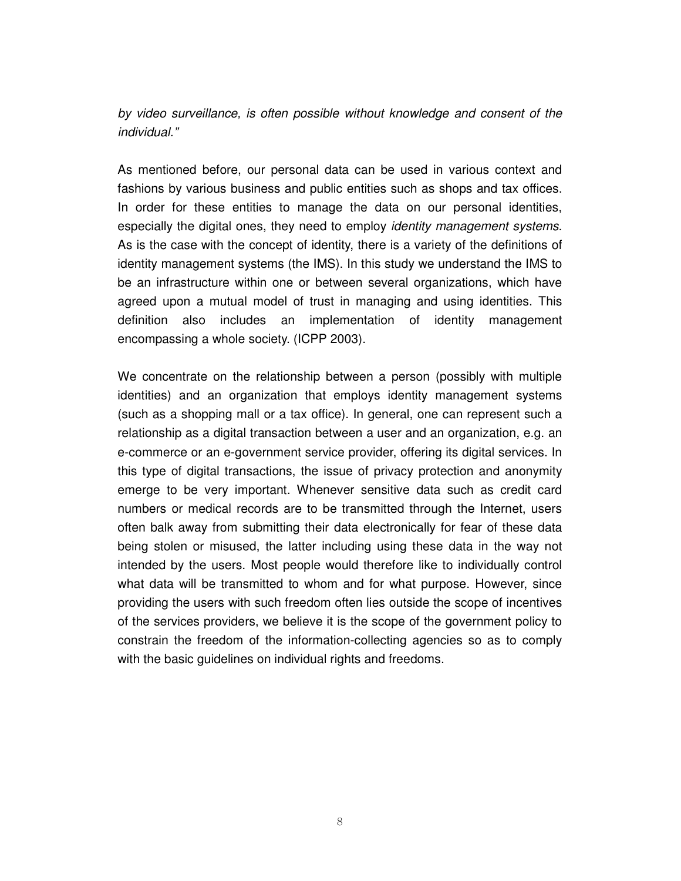*by video surveillance, is often possible without knowledge and consent of the individual."*

As mentioned before, our personal data can be used in various context and fashions by various business and public entities such as shops and tax offices. In order for these entities to manage the data on our personal identities, especially the digital ones, they need to employ *identity management systems*. As is the case with the concept of identity, there is a variety of the definitions of identity management systems (the IMS). In this study we understand the IMS to be an infrastructure within one or between several organizations, which have agreed upon a mutual model of trust in managing and using identities. This definition also includes an implementation of identity management encompassing a whole society. (ICPP 2003).

We concentrate on the relationship between a person (possibly with multiple identities) and an organization that employs identity management systems (such as a shopping mall or a tax office). In general, one can represent such a relationship as a digital transaction between a user and an organization, e.g. an e-commerce or an e-government service provider, offering its digital services. In this type of digital transactions, the issue of privacy protection and anonymity emerge to be very important. Whenever sensitive data such as credit card numbers or medical records are to be transmitted through the Internet, users often balk away from submitting their data electronically for fear of these data being stolen or misused, the latter including using these data in the way not intended by the users. Most people would therefore like to individually control what data will be transmitted to whom and for what purpose. However, since providing the users with such freedom often lies outside the scope of incentives of the services providers, we believe it is the scope of the government policy to constrain the freedom of the information-collecting agencies so as to comply with the basic guidelines on individual rights and freedoms.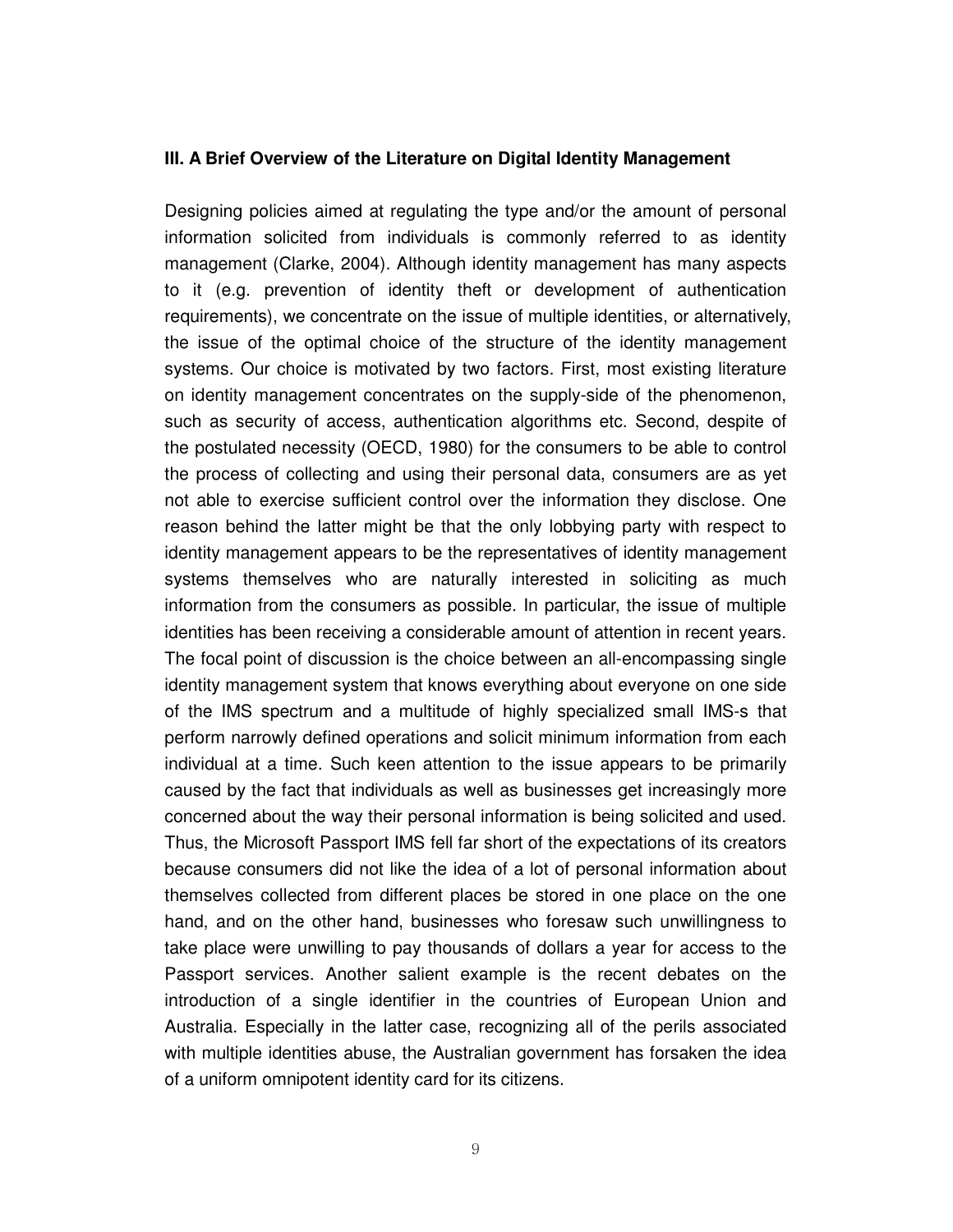### III. A Brief Overview of the Literature on Digital Identity Management

Designing policies aimed at regulating the type and/or the amount of personal information solicited from individuals is commonly referred to as identity management (Clarke, 2004). Although identity management has many aspects to it (e.g. prevention of identity theft or development of authentication requirements), we concentrate on the issue of multiple identities, or alternatively, the issue of the optimal choice of the structure of the identity management systems. Our choice is motivated by two factors. First, most existing literature on identity management concentrates on the supply-side of the phenomenon, such as security of access, authentication algorithms etc. Second, despite of the postulated necessity (OECD, 1980) for the consumers to be able to control the process of collecting and using their personal data, consumers are as yet not able to exercise sufficient control over the information they disclose. One reason behind the latter might be that the only lobbying party with respect to identity management appears to be the representatives of identity management systems themselves who are naturally interested in soliciting as much information from the consumers as possible. In particular, the issue of multiple identities has been receiving a considerable amount of attention in recent years. The focal point of discussion is the choice between an all-encompassing single identity management system that knows everything about everyone on one side of the IMS spectrum and a multitude of highly specialized small IMS-s that perform narrowly defined operations and solicit minimum information from each individual at a time. Such keen attention to the issue appears to be primarily caused by the fact that individuals as well as businesses get increasingly more concerned about the way their personal information is being solicited and used. Thus, the Microsoft Passport IMS fell far short of the expectations of its creators because consumers did not like the idea of a lot of personal information about themselves collected from different places be stored in one place on the one hand, and on the other hand, businesses who foresaw such unwillingness to take place were unwilling to pay thousands of dollars a year for access to the Passport services. Another salient example is the recent debates on the introduction of a single identifier in the countries of European Union and Australia. Especially in the latter case, recognizing all of the perils associated with multiple identities abuse, the Australian government has forsaken the idea of a uniform omnipotent identity card for its citizens.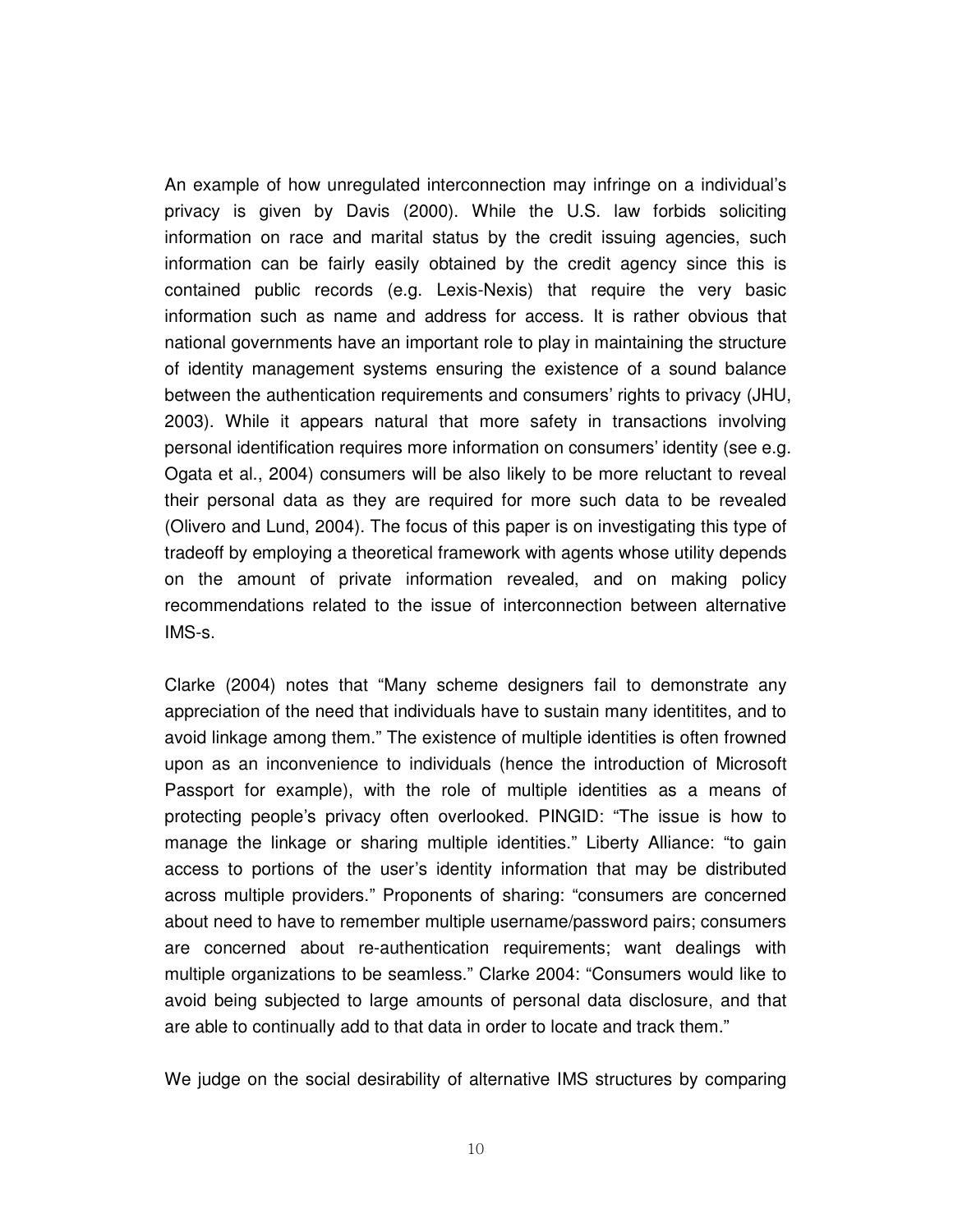An example of how unregulated interconnection may infringe on a individual's privacy is given by Davis (2000). While the U.S. law forbids soliciting information on race and marital status by the credit issuing agencies, such information can be fairly easily obtained by the credit agency since this is contained public records (e.g. Lexis-Nexis) that require the very basic information such as name and address for access. It is rather obvious that national governments have an important role to play in maintaining the structure of identity management systems ensuring the existence of a sound balance between the authentication requirements and consumers' rights to privacy (JHU, 2003). While it appears natural that more safety in transactions involving personal identification requires more information on consumers' identity (see e.g. Ogata et al., 2004) consumers will be also likely to be more reluctant to reveal their personal data as they are required for more such data to be revealed (Olivero and Lund, 2004). The focus of this paper is on investigating this type of tradeoff by employing a theoretical framework with agents whose utility depends on the amount of private information revealed, and on making policy recommendations related to the issue of interconnection between alternative IMS-s.

Clarke (2004) notes that "Many scheme designers fail to demonstrate any appreciation of the need that individuals have to sustain many identitites, and to avoid linkage among them." The existence of multiple identities is often frowned upon as an inconvenience to individuals (hence the introduction of Microsoft Passport for example), with the role of multiple identities as a means of protecting people's privacy often overlooked. PINGID: "The issue is how to manage the linkage or sharing multiple identities." Liberty Alliance: "to gain access to portions of the user's identity information that may be distributed across multiple providers." Proponents of sharing: "consumers are concerned about need to have to remember multiple username/password pairs; consumers are concerned about re-authentication requirements; want dealings with multiple organizations to be seamless." Clarke 2004: "Consumers would like to avoid being subjected to large amounts of personal data disclosure, and that are able to continually add to that data in order to locate and track them."

We judge on the social desirability of alternative IMS structures by comparing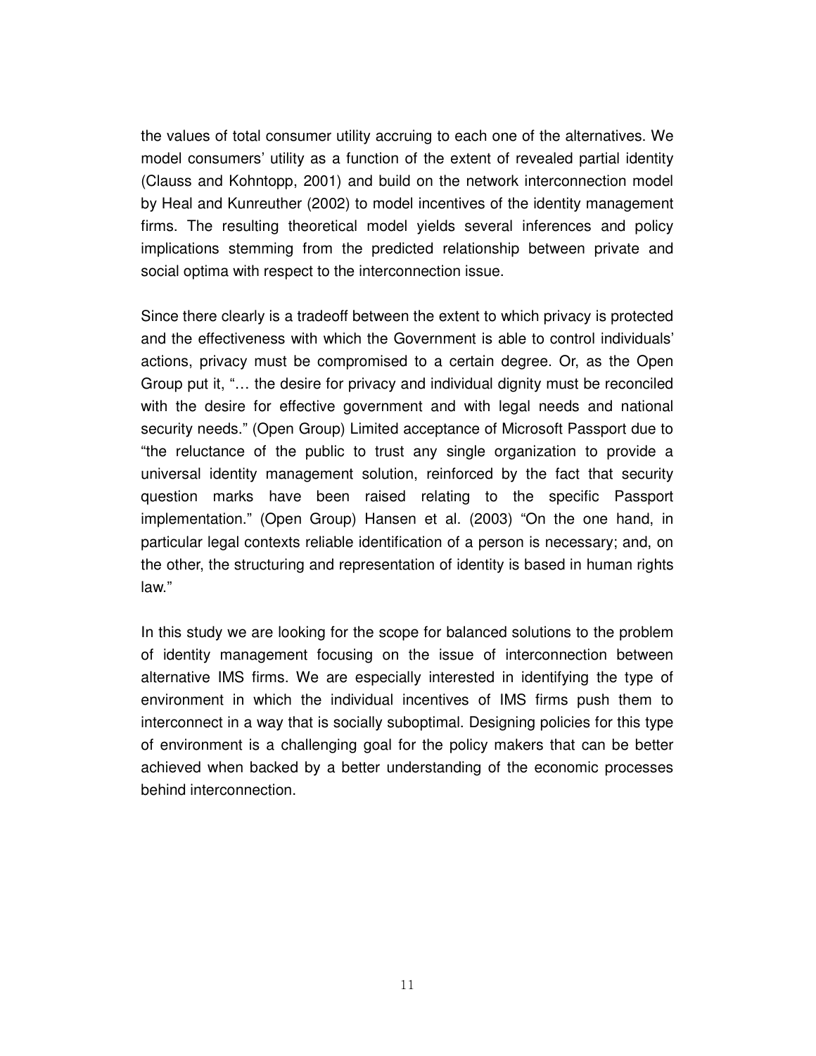the values of total consumer utility accruing to each one of the alternatives. We model consumers' utility as a function of the extent of revealed partial identity (Clauss and Kohntopp, 2001) and build on the network interconnection model by Heal and Kunreuther (2002) to model incentives of the identity management firms. The resulting theoretical model yields several inferences and policy implications stemming from the predicted relationship between private and social optima with respect to the interconnection issue.

Since there clearly is a tradeoff between the extent to which privacy is protected and the effectiveness with which the Government is able to control individuals' actions, privacy must be compromised to a certain degree. Or, as the Open Group put it, "… the desire for privacy and individual dignity must be reconciled with the desire for effective government and with legal needs and national security needs." (Open Group) Limited acceptance of Microsoft Passport due to "the reluctance of the public to trust any single organization to provide a universal identity management solution, reinforced by the fact that security question marks have been raised relating to the specific Passport implementation." (Open Group) Hansen et al. (2003) "On the one hand, in particular legal contexts reliable identification of a person is necessary; and, on the other, the structuring and representation of identity is based in human rights law."

In this study we are looking for the scope for balanced solutions to the problem of identity management focusing on the issue of interconnection between alternative IMS firms. We are especially interested in identifying the type of environment in which the individual incentives of IMS firms push them to interconnect in a way that is socially suboptimal. Designing policies for this type of environment is a challenging goal for the policy makers that can be better achieved when backed by a better understanding of the economic processes behind interconnection.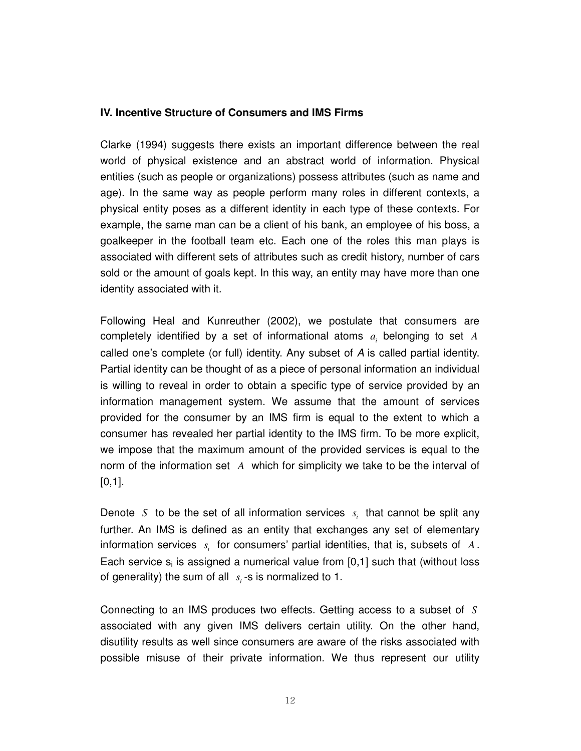### IV. Incentive Structure of Consumers and IMS Firms

Clarke (1994) suggests there exists an important difference between the real world of physical existence and an abstract world of information. Physical entities (such as people or organizations) possess attributes (such as name and age). In the same way as people perform many roles in different contexts, a physical entity poses as a different identity in each type of these contexts. For example, the same man can be a client of his bank, an employee of his boss, a goalkeeper in the football team etc. Each one of the roles this man plays is associated with different sets of attributes such as credit history, number of cars sold or the amount of goals kept. In this way, an entity may have more than one identity associated with it.

Following Heal and Kunreuther (2002), we postulate that consumers are completely identified by a set of informational atoms $a_i$ belonging to set $A$ called one's complete (or full) identity. Any subset of *A* is called partial identity. Partial identity can be thought of as a piece of personal information an individual is willing to reveal in order to obtain a specific type of service provided by an information management system. We assume that the amount of services provided for the consumer by an IMS firm is equal to the extent to which a consumer has revealed her partial identity to the IMS firm. To be more explicit, we impose that the maximum amount of the provided services is equal to the norm of the information set $A$ which for simplicity we take to be the interval of [0,1].

Denote $S$ to be the set of all information services $s_i$ that cannot be split any further. An IMS is defined as an entity that exchanges any set of elementary information services $s_i$ for consumers' partial identities, that is, subsets of $A$. Each service $s_i$ is assigned a numerical value from [0,1] such that (without loss of generality) the sum of all $s_i$-s is normalized to 1.

Connecting to an IMS produces two effects. Getting access to a subset of $S$ associated with any given IMS delivers certain utility. On the other hand, disutility results as well since consumers are aware of the risks associated with possible misuse of their private information. We thus represent our utility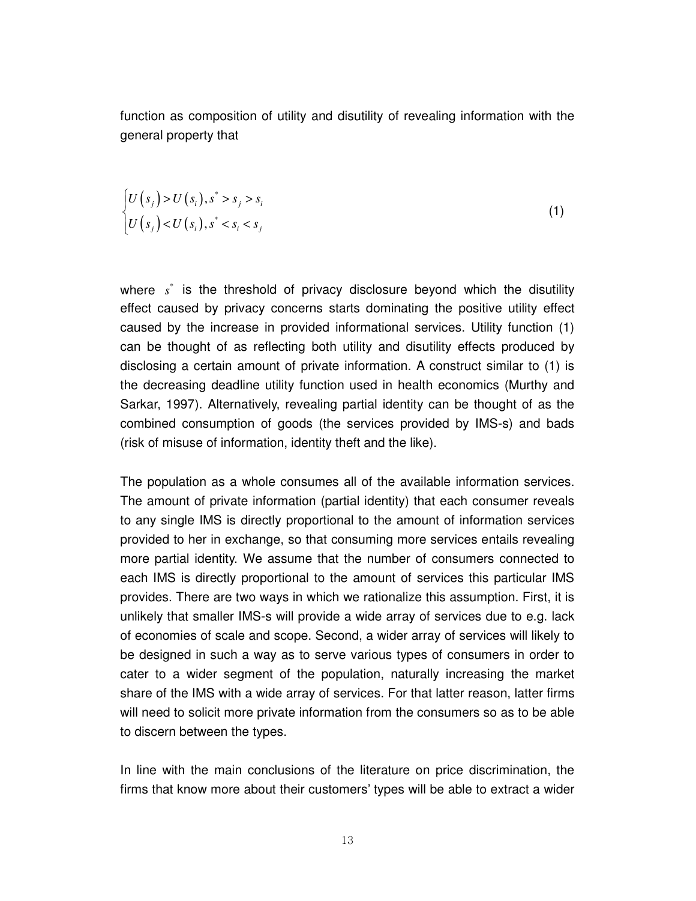function as composition of utility and disutility of revealing information with the general property that

$$
\begin{cases} U\left(s_j\right) > U\left(s_i\right), s^* > s_j > s_i \\ U\left(s_j\right) < U\left(s_i\right), s^* < s_i < s_j \end{cases} \tag{1}
$$

where $s^*$ is the threshold of privacy disclosure beyond which the disutility effect caused by privacy concerns starts dominating the positive utility effect caused by the increase in provided informational services. Utility function (1) can be thought of as reflecting both utility and disutility effects produced by disclosing a certain amount of private information. A construct similar to (1) is the decreasing deadline utility function used in health economics (Murthy and Sarkar, 1997). Alternatively, revealing partial identity can be thought of as the combined consumption of goods (the services provided by IMS-s) and bads (risk of misuse of information, identity theft and the like).

The population as a whole consumes all of the available information services. The amount of private information (partial identity) that each consumer reveals to any single IMS is directly proportional to the amount of information services provided to her in exchange, so that consuming more services entails revealing more partial identity. We assume that the number of consumers connected to each IMS is directly proportional to the amount of services this particular IMS provides. There are two ways in which we rationalize this assumption. First, it is unlikely that smaller IMS-s will provide a wide array of services due to e.g. lack of economies of scale and scope. Second, a wider array of services will likely to be designed in such a way as to serve various types of consumers in order to cater to a wider segment of the population, naturally increasing the market share of the IMS with a wide array of services. For that latter reason, latter firms will need to solicit more private information from the consumers so as to be able to discern between the types.

In line with the main conclusions of the literature on price discrimination, the firms that know more about their customers' types will be able to extract a wider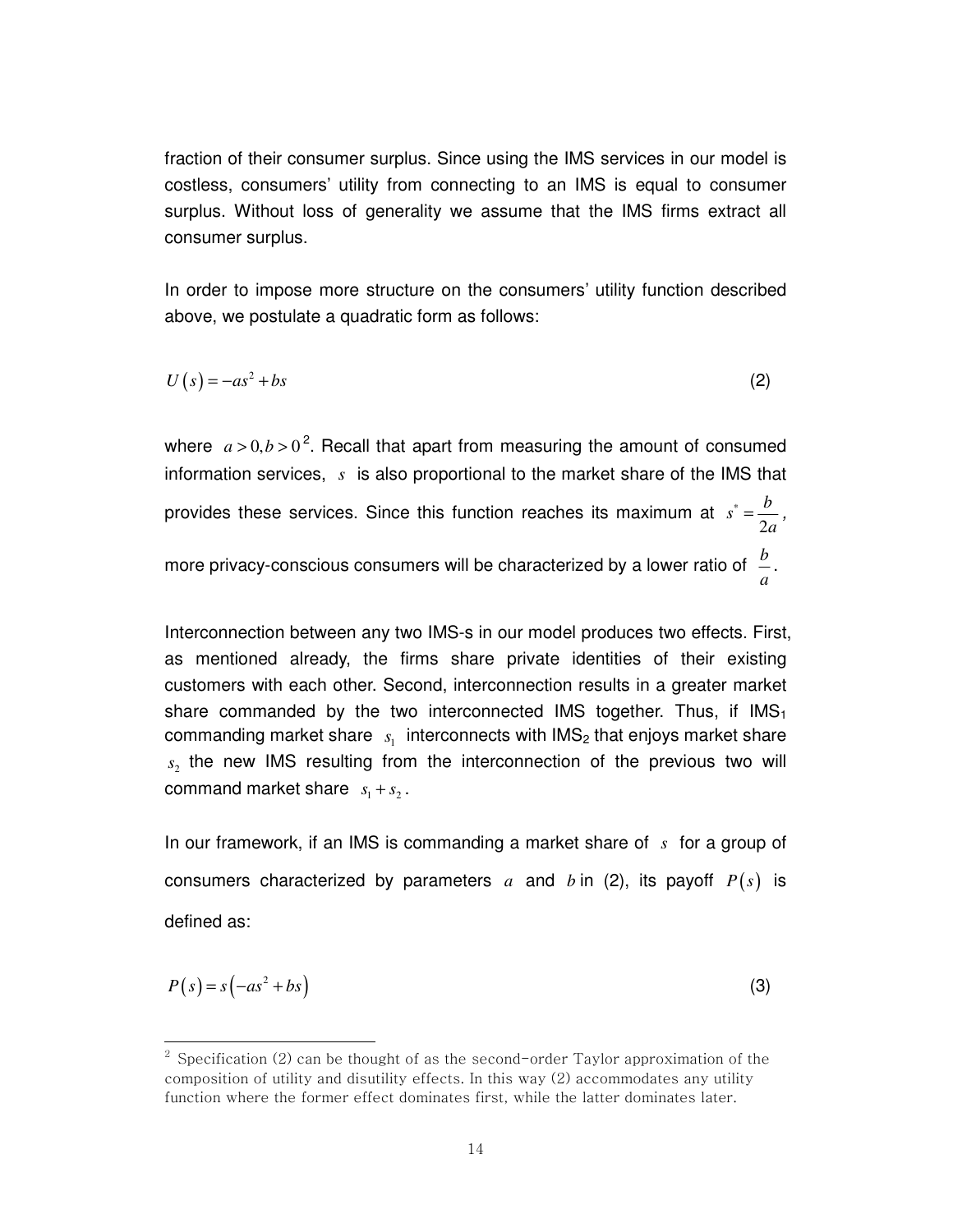fraction of their consumer surplus. Since using the IMS services in our model is costless, consumers' utility from connecting to an IMS is equal to consumer surplus. Without loss of generality we assume that the IMS firms extract all consumer surplus.

In order to impose more structure on the consumers' utility function described above, we postulate a quadratic form as follows:

$$U(s) = -as^2 + bs \tag{2}$$

where $a > 0, b > 0$[2]. Recall that apart from measuring the amount of consumed information services, $s$ is also proportional to the market share of the IMS that provides these services. Since this function reaches its maximum at $s^* = \frac{b}{2a}$, more privacy-conscious consumers will be characterized by a lower ratio of $\frac{b}{a}$.

Interconnection between any two IMS-s in our model produces two effects. First, as mentioned already, the firms share private identities of their existing customers with each other. Second, interconnection results in a greater market share commanded by the two interconnected IMS together. Thus, if $IMS_1$ commanding market share $s_1$ interconnects with $IMS_2$ that enjoys market share $s_2$ the new IMS resulting from the interconnection of the previous two will command market share $s_1 + s_2$.

In our framework, if an IMS is commanding a market share of $s$ for a group of consumers characterized by parameters $a$ and $b$ in (2), its payoff $P(s)$ is defined as:

$$P(s) = s\left(-as^2 + bs\right) \tag{3}$$

---

[2] Specification (2) can be thought of as the second-order Taylor approximation of the composition of utility and disutility effects. In this way (2) accommodates any utility function where the former effect dominates first, while the latter dominates later.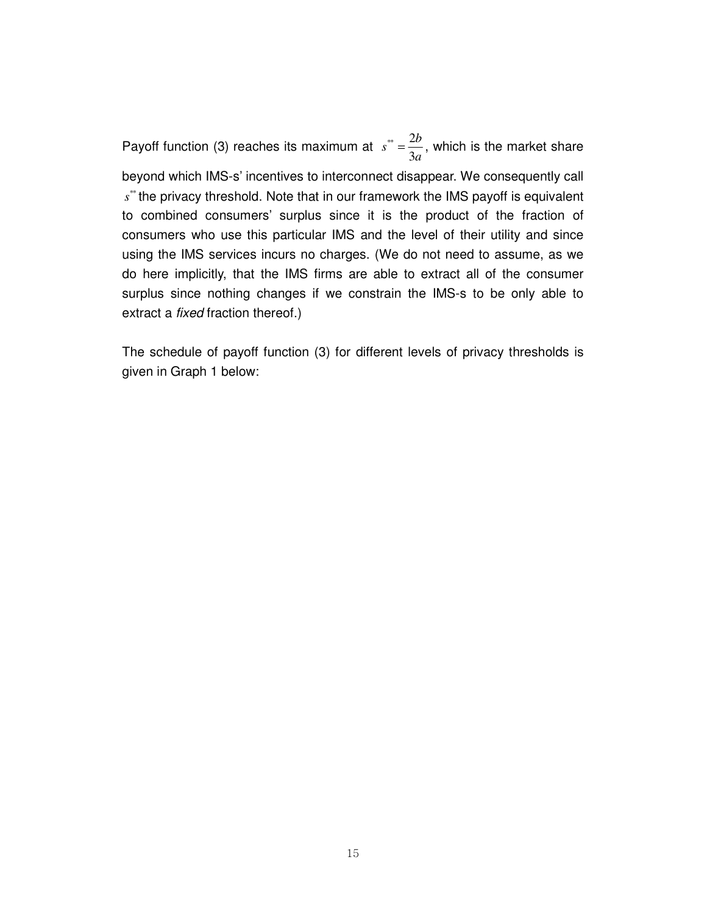Payoff function (3) reaches its maximum at $s^{**} = \frac{2b}{3a}$, which is the market share beyond which IMS-s' incentives to interconnect disappear. We consequently call $s^{**}$ the privacy threshold. Note that in our framework the IMS payoff is equivalent to combined consumers' surplus since it is the product of the fraction of consumers who use this particular IMS and the level of their utility and since using the IMS services incurs no charges. (We do not need to assume, as we do here implicitly, that the IMS firms are able to extract all of the consumer surplus since nothing changes if we constrain the IMS-s to be only able to extract a *fixed* fraction thereof.)

The schedule of payoff function (3) for different levels of privacy thresholds is given in Graph 1 below: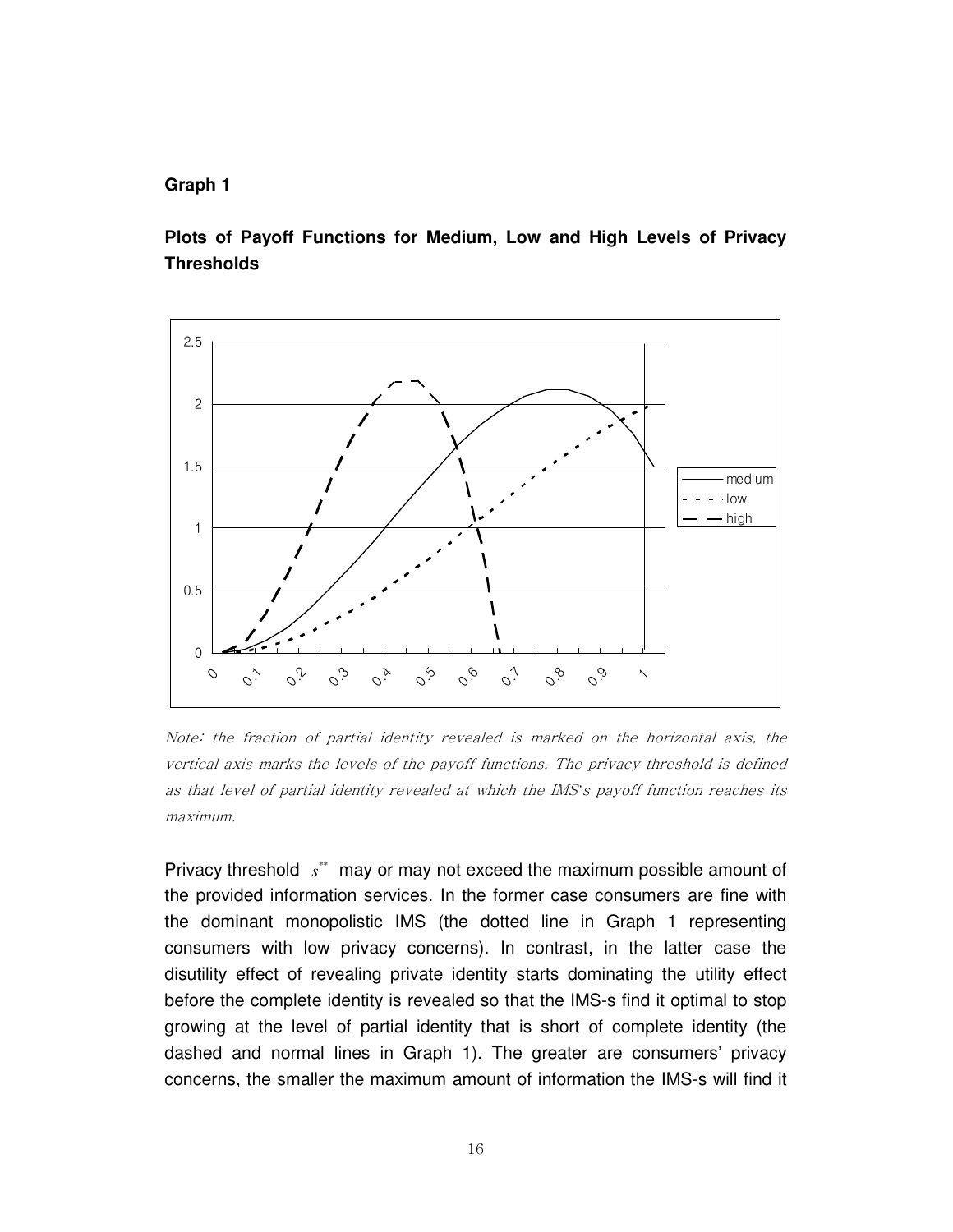**Graph 1**

**Plots of Payoff Functions for Medium, Low and High Levels of Privacy Thresholds**

*Note: the fraction of partial identity revealed is marked on the horizontal axis, the vertical axis marks the levels of the payoff functions. The privacy threshold is defined as that level of partial identity revealed at which the IMS's payoff function reaches its maximum.*

Privacy threshold $s^{**}$ may or may not exceed the maximum possible amount of the provided information services. In the former case consumers are fine with the dominant monopolistic IMS (the dotted line in Graph 1 representing consumers with low privacy concerns). In contrast, in the latter case the disutility effect of revealing private identity starts dominating the utility effect before the complete identity is revealed so that the IMS-s find it optimal to stop growing at the level of partial identity that is short of complete identity (the dashed and normal lines in Graph 1). The greater are consumers' privacy concerns, the smaller the maximum amount of information the IMS-s will find it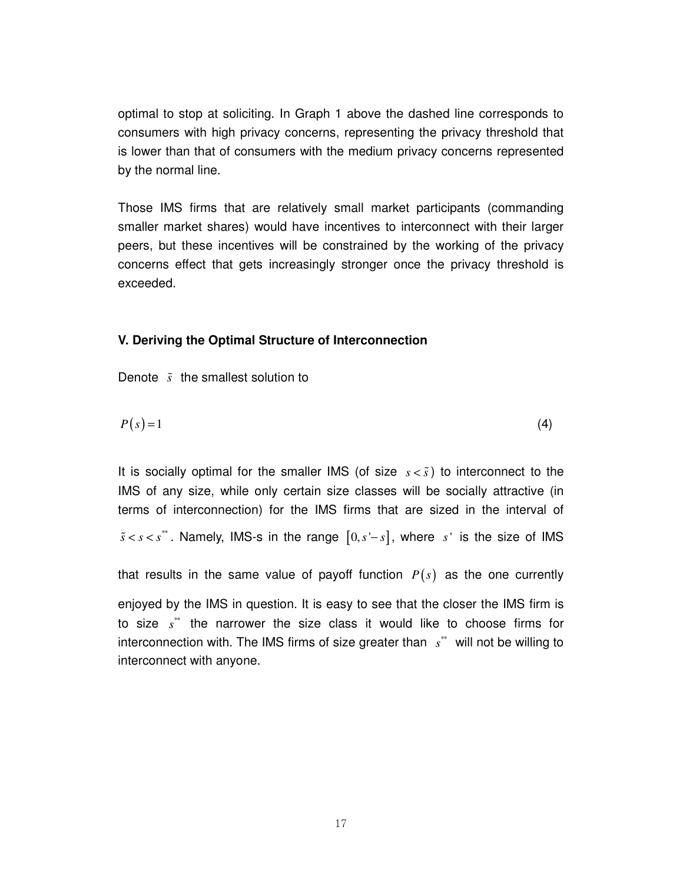optimal to stop at soliciting. In Graph 1 above the dashed line corresponds to consumers with high privacy concerns, representing the privacy threshold that is lower than that of consumers with the medium privacy concerns represented by the normal line.

Those IMS firms that are relatively small market participants (commanding smaller market shares) would have incentives to interconnect with their larger peers, but these incentives will be constrained by the working of the privacy concerns effect that gets increasingly stronger once the privacy threshold is exceeded.

### V. Deriving the Optimal Structure of Interconnection

Denote $\tilde{s}$ the smallest solution to

$$P(s) = 1 \tag{4}$$

It is socially optimal for the smaller IMS (of size $s < \tilde{s}$) to interconnect to the IMS of any size, while only certain size classes will be socially attractive (in terms of interconnection) for the IMS firms that are sized in the interval of $\tilde{s} < s < s^{**}$. Namely, IMS-s in the range $[0, s' - s]$, where $s'$ is the size of IMS that results in the same value of payoff function $P(s)$ as the one currently enjoyed by the IMS in question. It is easy to see that the closer the IMS firm is to size $s^{**}$ the narrower the size class it would like to choose firms for interconnection with. The IMS firms of size greater than $s^{**}$ will not be willing to interconnect with anyone.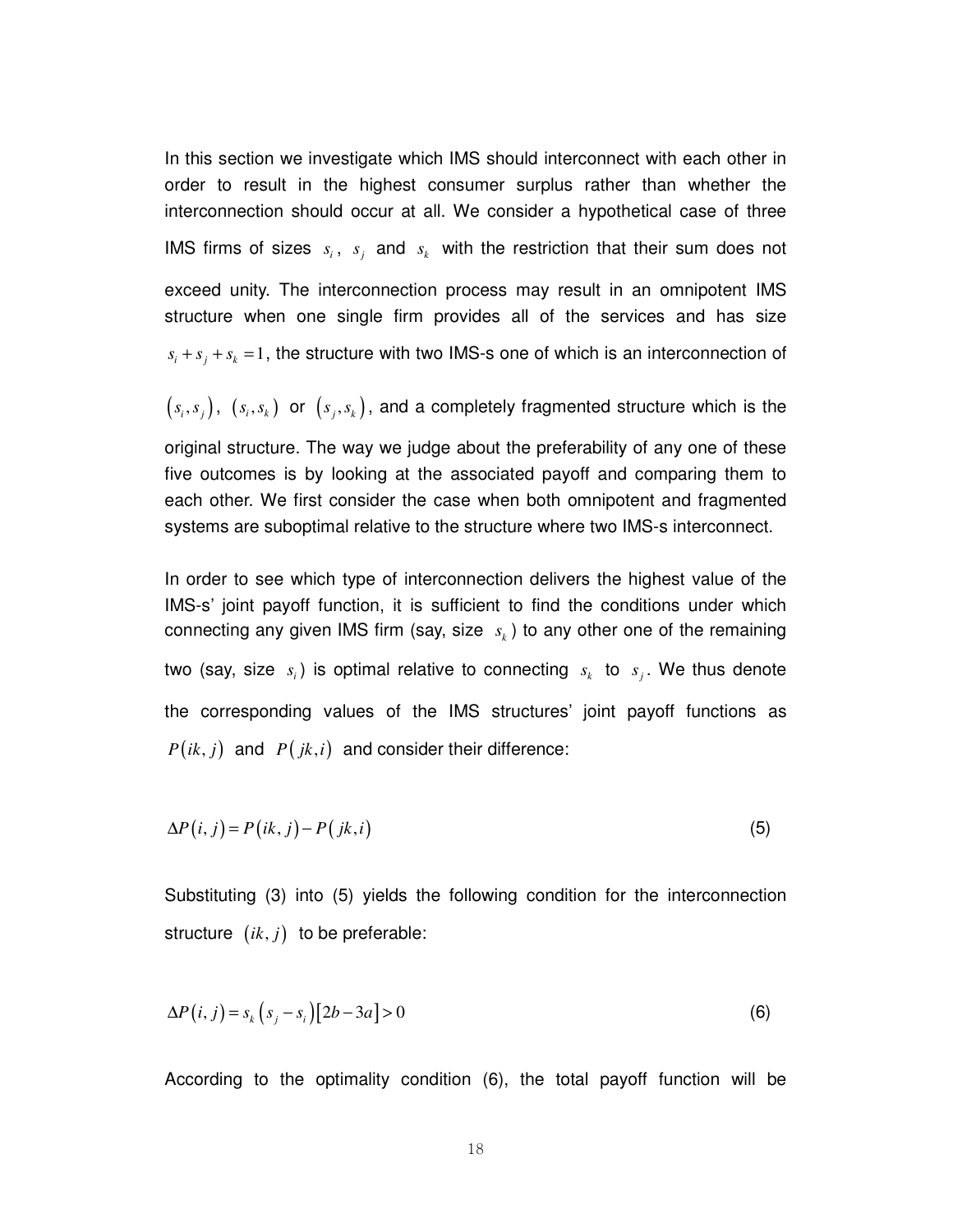In this section we investigate which IMS should interconnect with each other in order to result in the highest consumer surplus rather than whether the interconnection should occur at all. We consider a hypothetical case of three IMS firms of sizes $s_i$, $s_j$ and $s_k$ with the restriction that their sum does not exceed unity. The interconnection process may result in an omnipotent IMS structure when one single firm provides all of the services and has size $s_i + s_j + s_k = 1$, the structure with two IMS-s one of which is an interconnection of $(s_i, s_j)$, $(s_i, s_k)$ or $(s_j, s_k)$, and a completely fragmented structure which is the original structure. The way we judge about the preferability of any one of these five outcomes is by looking at the associated payoff and comparing them to each other. We first consider the case when both omnipotent and fragmented systems are suboptimal relative to the structure where two IMS-s interconnect.

In order to see which type of interconnection delivers the highest value of the IMS-s' joint payoff function, it is sufficient to find the conditions under which connecting any given IMS firm (say, size $s_k$) to any other one of the remaining two (say, size $s_i$) is optimal relative to connecting $s_k$ to $s_j$. We thus denote the corresponding values of the IMS structures' joint payoff functions as $P(ik, j)$ and $P(jk, i)$ and consider their difference:

$$\Delta P(i, j) = P(ik, j) - P(jk, i) \tag{5}$$

Substituting (3) into (5) yields the following condition for the interconnection structure $(ik, j)$ to be preferable:

$$\Delta P(i, j) = s_k (s_j - s_i)[2b - 3a] > 0 \tag{6}$$

According to the optimality condition (6), the total payoff function will be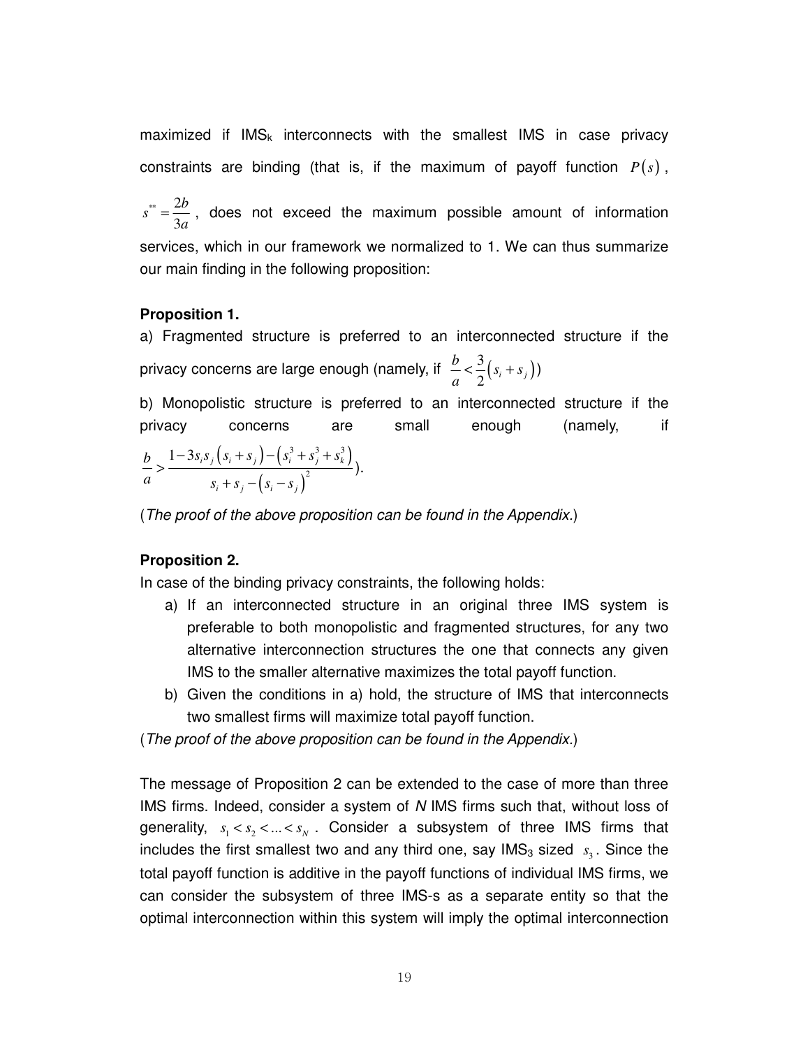maximized if $IMS_k$ interconnects with the smallest IMS in case privacy constraints are binding (that is, if the maximum of payoff function $P(s)$, $s^{**} = \frac{2b}{3a}$, does not exceed the maximum possible amount of information services, which in our framework we normalized to 1. We can thus summarize our main finding in the following proposition:

**Proposition 1.**

a) Fragmented structure is preferred to an interconnected structure if the privacy concerns are large enough (namely, if $\frac{b}{a} < \frac{3}{2}(s_i + s_j)$)

b) Monopolistic structure is preferred to an interconnected structure if the privacy concerns are small enough (namely, if $\frac{b}{a} > \frac{1 - 3s_i s_j (s_i + s_j) - (s_i^3 + s_j^3 + s_k^3)}{s_i + s_j - (s_i - s_j)^2}$).

(*The proof of the above proposition can be found in the Appendix.*)

**Proposition 2.**

In case of the binding privacy constraints, the following holds:

a) If an interconnected structure in an original three IMS system is preferable to both monopolistic and fragmented structures, for any two alternative interconnection structures the one that connects any given IMS to the smaller alternative maximizes the total payoff function.

b) Given the conditions in a) hold, the structure of IMS that interconnects two smallest firms will maximize total payoff function.

(*The proof of the above proposition can be found in the Appendix.*)

The message of Proposition 2 can be extended to the case of more than three IMS firms. Indeed, consider a system of *N* IMS firms such that, without loss of generality, $s_1 < s_2 < ... < s_N$. Consider a subsystem of three IMS firms that includes the first smallest two and any third one, say $IMS_3$ sized $s_3$. Since the total payoff function is additive in the payoff functions of individual IMS firms, we can consider the subsystem of three IMS-s as a separate entity so that the optimal interconnection within this system will imply the optimal interconnection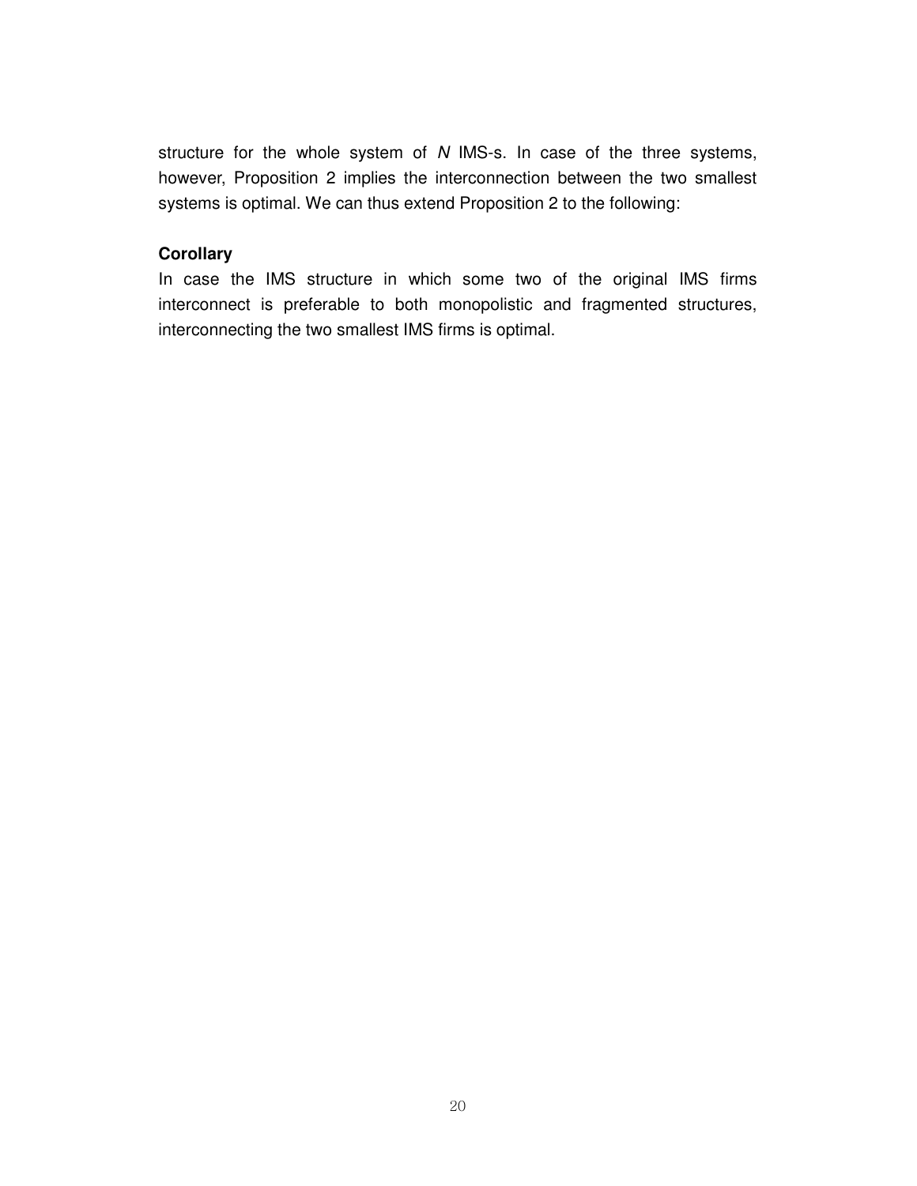structure for the whole system of $N$ IMS-s. In case of the three systems, however, Proposition 2 implies the interconnection between the two smallest systems is optimal. We can thus extend Proposition 2 to the following:

**Corollary**

In case the IMS structure in which some two of the original IMS firms interconnect is preferable to both monopolistic and fragmented structures, interconnecting the two smallest IMS firms is optimal.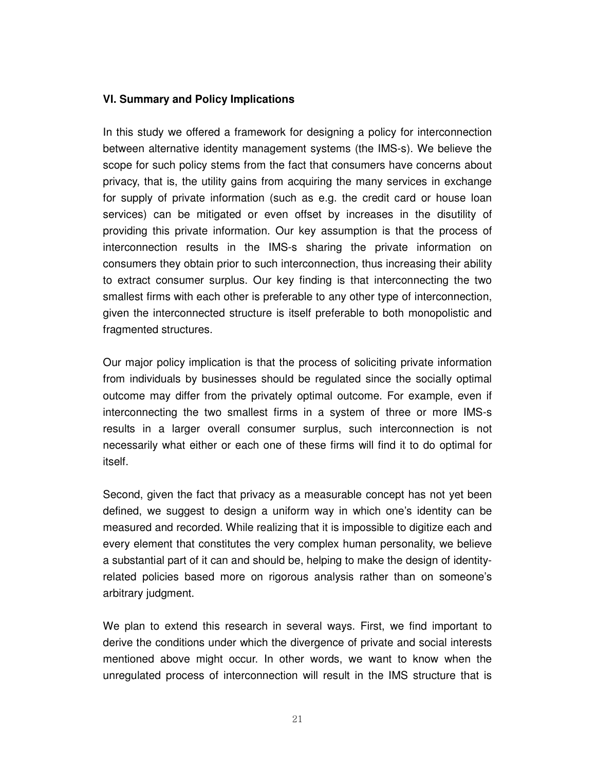## VI. Summary and Policy Implications

In this study we offered a framework for designing a policy for interconnection between alternative identity management systems (the IMS-s). We believe the scope for such policy stems from the fact that consumers have concerns about privacy, that is, the utility gains from acquiring the many services in exchange for supply of private information (such as e.g. the credit card or house loan services) can be mitigated or even offset by increases in the disutility of providing this private information. Our key assumption is that the process of interconnection results in the IMS-s sharing the private information on consumers they obtain prior to such interconnection, thus increasing their ability to extract consumer surplus. Our key finding is that interconnecting the two smallest firms with each other is preferable to any other type of interconnection, given the interconnected structure is itself preferable to both monopolistic and fragmented structures.

Our major policy implication is that the process of soliciting private information from individuals by businesses should be regulated since the socially optimal outcome may differ from the privately optimal outcome. For example, even if interconnecting the two smallest firms in a system of three or more IMS-s results in a larger overall consumer surplus, such interconnection is not necessarily what either or each one of these firms will find it to do optimal for itself.

Second, given the fact that privacy as a measurable concept has not yet been defined, we suggest to design a uniform way in which one's identity can be measured and recorded. While realizing that it is impossible to digitize each and every element that constitutes the very complex human personality, we believe a substantial part of it can and should be, helping to make the design of identity-related policies based more on rigorous analysis rather than on someone's arbitrary judgment.

We plan to extend this research in several ways. First, we find important to derive the conditions under which the divergence of private and social interests mentioned above might occur. In other words, we want to know when the unregulated process of interconnection will result in the IMS structure that is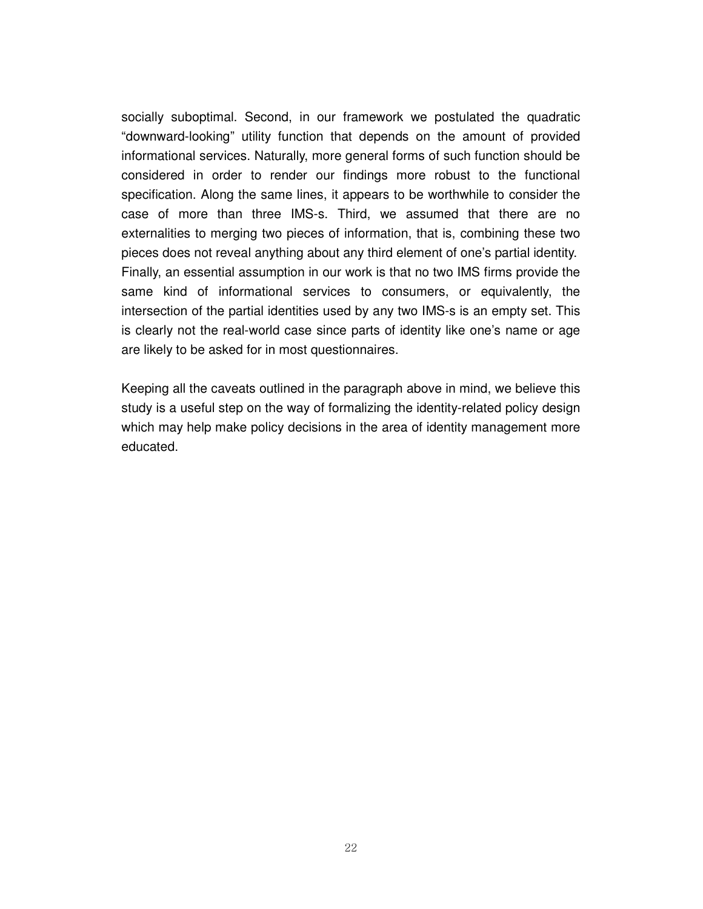socially suboptimal. Second, in our framework we postulated the quadratic "downward-looking" utility function that depends on the amount of provided informational services. Naturally, more general forms of such function should be considered in order to render our findings more robust to the functional specification. Along the same lines, it appears to be worthwhile to consider the case of more than three IMS-s. Third, we assumed that there are no externalities to merging two pieces of information, that is, combining these two pieces does not reveal anything about any third element of one's partial identity. Finally, an essential assumption in our work is that no two IMS firms provide the same kind of informational services to consumers, or equivalently, the intersection of the partial identities used by any two IMS-s is an empty set. This is clearly not the real-world case since parts of identity like one's name or age are likely to be asked for in most questionnaires.

Keeping all the caveats outlined in the paragraph above in mind, we believe this study is a useful step on the way of formalizing the identity-related policy design which may help make policy decisions in the area of identity management more educated.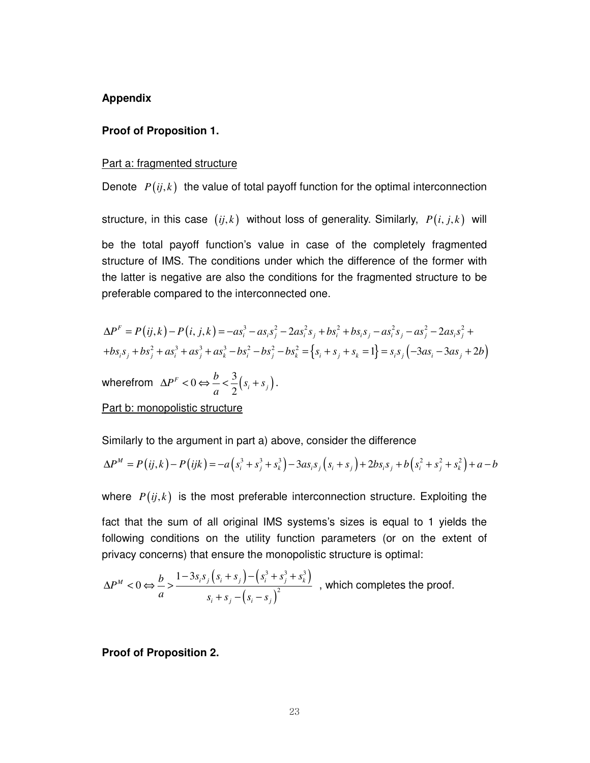## Appendix

### Proof of Proposition 1.

Part a: fragmented structure

Denote $P(ij,k)$ the value of total payoff function for the optimal interconnection structure, in this case $(ij,k)$ without loss of generality. Similarly, $P(i,j,k)$ will be the total payoff function's value in case of the completely fragmented structure of IMS. The conditions under which the difference of the former with the latter is negative are also the conditions for the fragmented structure to be preferable compared to the interconnected one.

$$\Delta P^F = P(ij,k) - P(i,j,k) = -as_i^3 - as_is_j^2 - 2as_i^2s_j + bs_i^2 + bs_is_j - as_i^2s_j - as_j^2 - 2as_is_j^2 +$$
$$+bs_is_j + bs_j^2 + as_i^3 + as_j^3 + as_k^3 - bs_i^2 - bs_j^2 - bs_k^2 = \{s_i + s_j + s_k = 1\} = s_is_j(-3as_i - 3as_j + 2b)$$

wherefrom $\Delta P^F < 0 \Leftrightarrow \dfrac{b}{a} < \dfrac{3}{2}(s_i + s_j)$.

Part b: monopolistic structure

Similarly to the argument in part a) above, consider the difference

$$\Delta P^M = P(ij,k) - P(ijk) = -a\left(s_i^3 + s_j^3 + s_k^3\right) - 3as_is_j(s_i + s_j) + 2bs_is_j + b\left(s_i^2 + s_j^2 + s_k^2\right) + a - b$$

where $P(ij,k)$ is the most preferable interconnection structure. Exploiting the fact that the sum of all original IMS systems's sizes is equal to 1 yields the following conditions on the utility function parameters (or on the extent of privacy concerns) that ensure the monopolistic structure is optimal:

$$\Delta P^M < 0 \Leftrightarrow \frac{b}{a} > \frac{1 - 3s_is_j(s_i + s_j) - \left(s_i^3 + s_j^3 + s_k^3\right)}{s_i + s_j - (s_i - s_j)^2}$$

, which completes the proof.

### Proof of Proposition 2.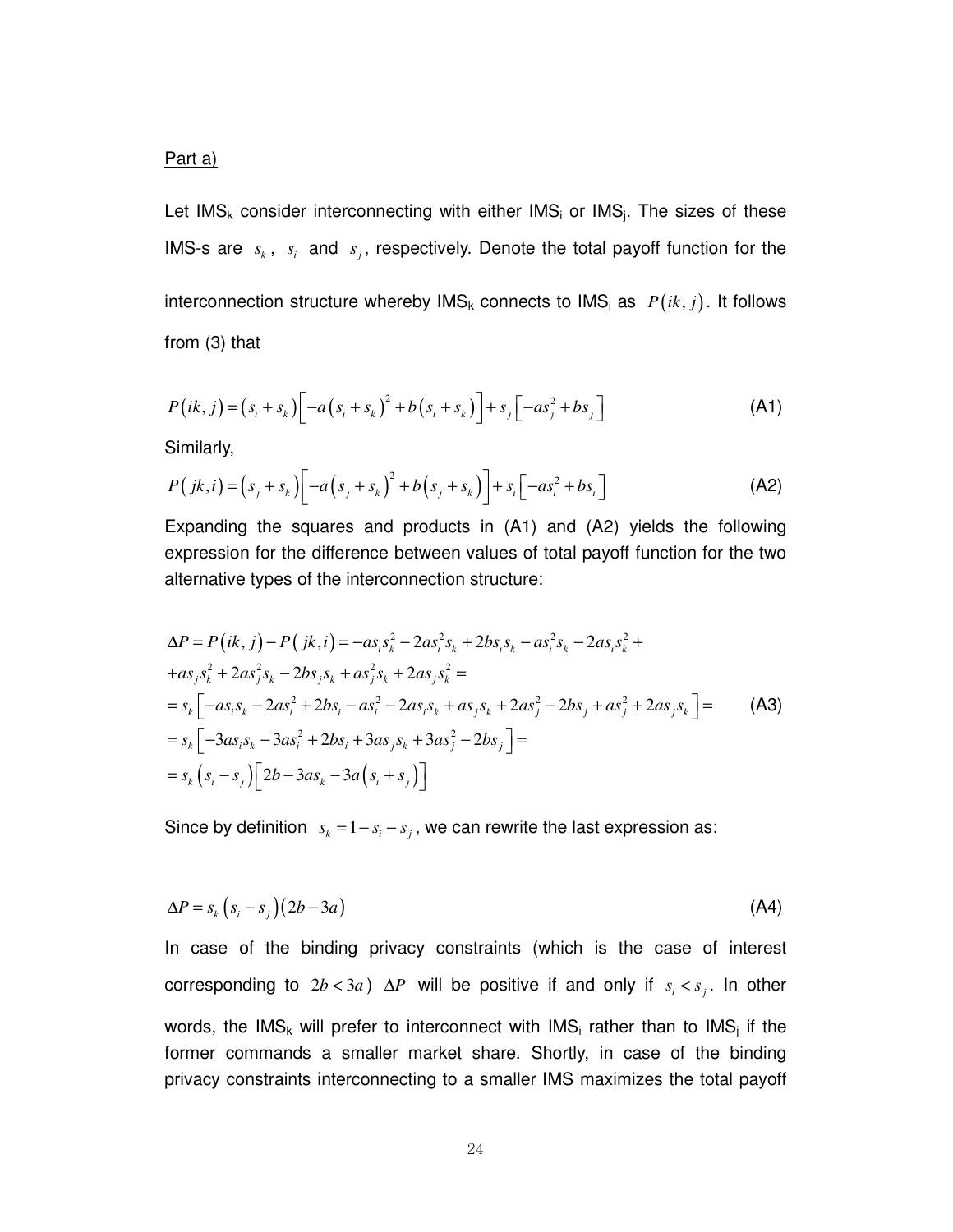Part a)

Let $IMS_k$ consider interconnecting with either $IMS_i$ or $IMS_j$. The sizes of these IMS-s are $s_k$, $s_i$ and $s_j$, respectively. Denote the total payoff function for the interconnection structure whereby $IMS_k$ connects to $IMS_i$ as $P(ik, j)$. It follows from (3) that

$$P(ik, j) = (s_i + s_k)\left[-a(s_i + s_k)^2 + b(s_i + s_k)\right] + s_j\left[-as_j^2 + bs_j\right] \tag{A1}$$

Similarly,

$$P(jk, i) = (s_j + s_k)\left[-a(s_j + s_k)^2 + b(s_j + s_k)\right] + s_i\left[-as_i^2 + bs_i\right] \tag{A2}$$

Expanding the squares and products in (A1) and (A2) yields the following expression for the difference between values of total payoff function for the two alternative types of the interconnection structure:

$$\begin{aligned}
\Delta P = P(ik, j) - P(jk, i) &= -as_is_k^2 - 2as_i^2s_k + 2bs_is_k - as_i^2s_k - 2as_is_k^2 + \\
&+ as_js_k^2 + 2as_j^2s_k - 2bs_js_k + as_j^2s_k + 2as_js_k^2 = \\
&= s_k\left[-as_is_k - 2as_i^2 + 2bs_i - as_i^2 - 2as_is_k + as_js_k + 2as_j^2 - 2bs_j + as_j^2 + 2as_js_k\right] = \\
&= s_k\left[-3as_is_k - 3as_i^2 + 2bs_i + 3as_js_k + 3as_j^2 - 2bs_j\right] = \\
&= s_k(s_i - s_j)\left[2b - 3as_k - 3a(s_i + s_j)\right]
\end{aligned} \tag{A3}$$

Since by definition $s_k = 1 - s_i - s_j$, we can rewrite the last expression as:

$$\Delta P = s_k(s_i - s_j)(2b - 3a) \tag{A4}$$

In case of the binding privacy constraints (which is the case of interest corresponding to $2b < 3a$) $\Delta P$ will be positive if and only if $s_i < s_j$. In other words, the $IMS_k$ will prefer to interconnect with $IMS_i$ rather than to $IMS_j$ if the former commands a smaller market share. Shortly, in case of the binding privacy constraints interconnecting to a smaller IMS maximizes the total payoff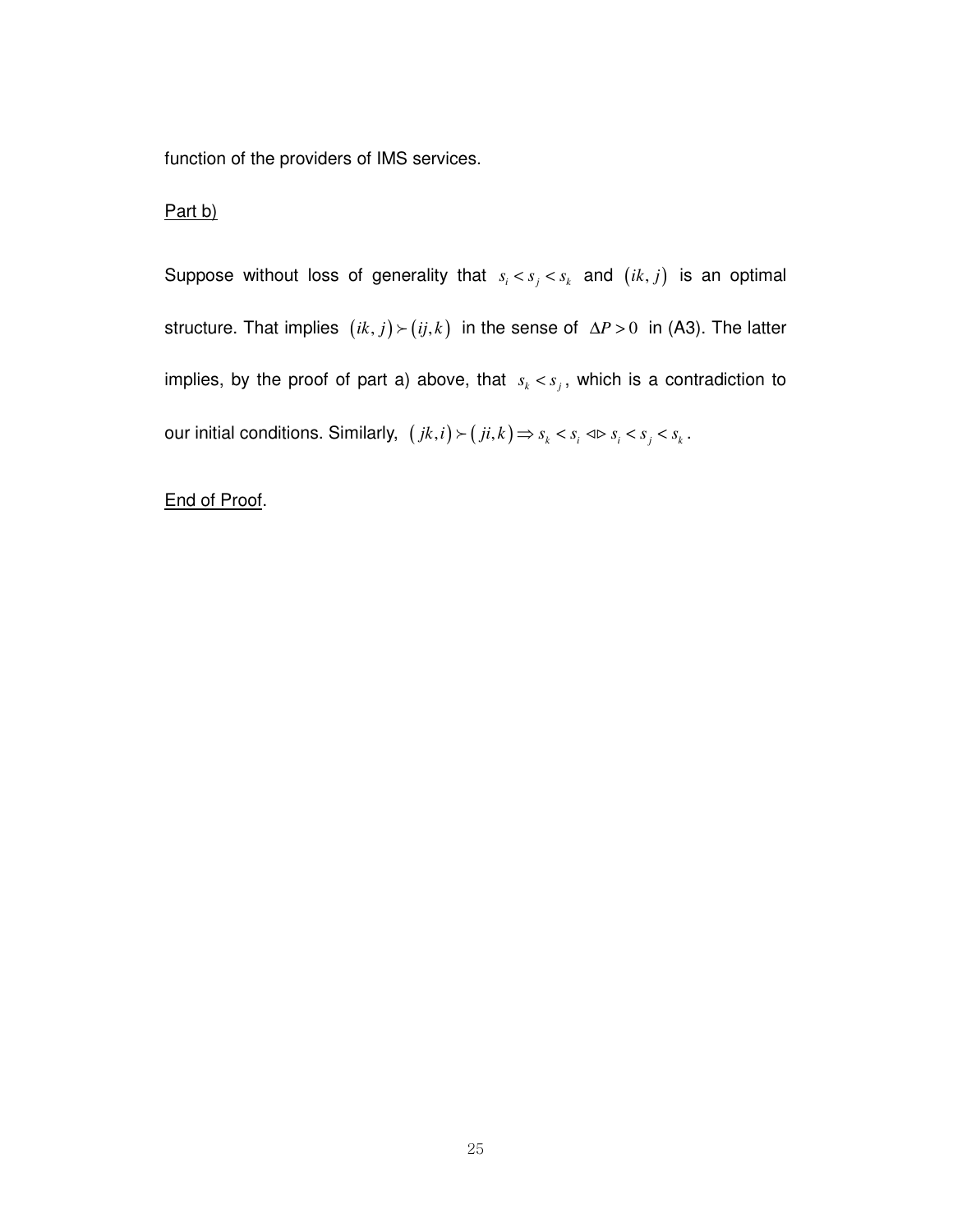function of the providers of IMS services.

Part b)

Suppose without loss of generality that $s_i < s_j < s_k$ and $(ik, j)$ is an optimal structure. That implies $(ik, j) \succ (ij, k)$ in the sense of $\Delta P > 0$ in (A3). The latter implies, by the proof of part a) above, that $s_k < s_j$, which is a contradiction to our initial conditions. Similarly, $(jk, i) \succ (ji, k) \Rightarrow s_k < s_i \lhd\rhd s_i < s_j < s_k$.

End of Proof.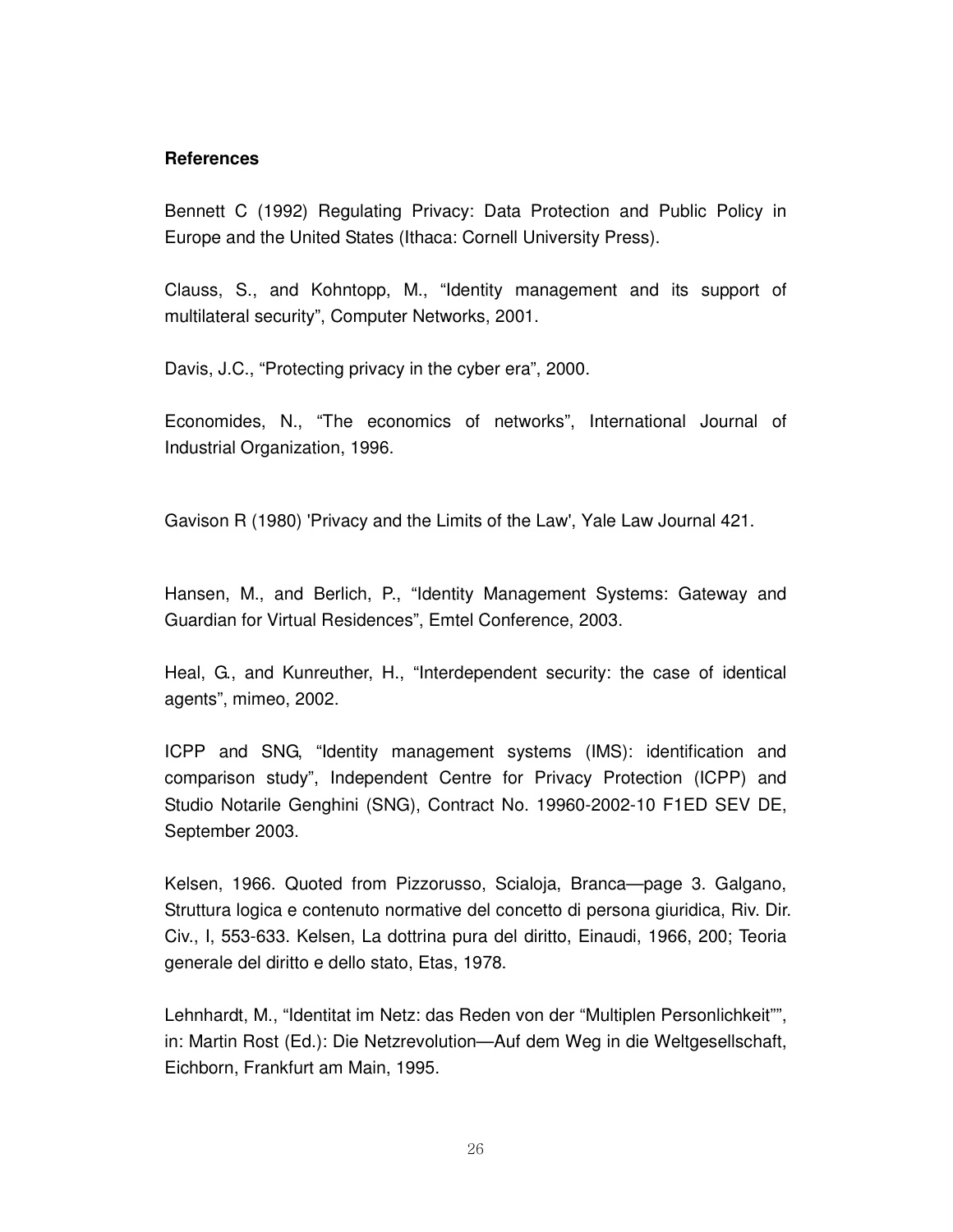**References**

Bennett C (1992) Regulating Privacy: Data Protection and Public Policy in Europe and the United States (Ithaca: Cornell University Press).

Clauss, S., and Kohntopp, M., "Identity management and its support of multilateral security", Computer Networks, 2001.

Davis, J.C., "Protecting privacy in the cyber era", 2000.

Economides, N., "The economics of networks", International Journal of Industrial Organization, 1996.

Gavison R (1980) 'Privacy and the Limits of the Law', Yale Law Journal 421.

Hansen, M., and Berlich, P., "Identity Management Systems: Gateway and Guardian for Virtual Residences", Emtel Conference, 2003.

Heal, G., and Kunreuther, H., "Interdependent security: the case of identical agents", mimeo, 2002.

ICPP and SNG, "Identity management systems (IMS): identification and comparison study", Independent Centre for Privacy Protection (ICPP) and Studio Notarile Genghini (SNG), Contract No. 19960-2002-10 F1ED SEV DE, September 2003.

Kelsen, 1966. Quoted from Pizzorusso, Scialoja, Branca—page 3. Galgano, Struttura logica e contenuto normative del concetto di persona giuridica, Riv. Dir. Civ., I, 553-633. Kelsen, La dottrina pura del diritto, Einaudi, 1966, 200; Teoria generale del diritto e dello stato, Etas, 1978.

Lehnhardt, M., "Identitat im Netz: das Reden von der "Multiplen Personlichkeit"", in: Martin Rost (Ed.): Die Netzrevolution—Auf dem Weg in die Weltgesellschaft, Eichborn, Frankfurt am Main, 1995.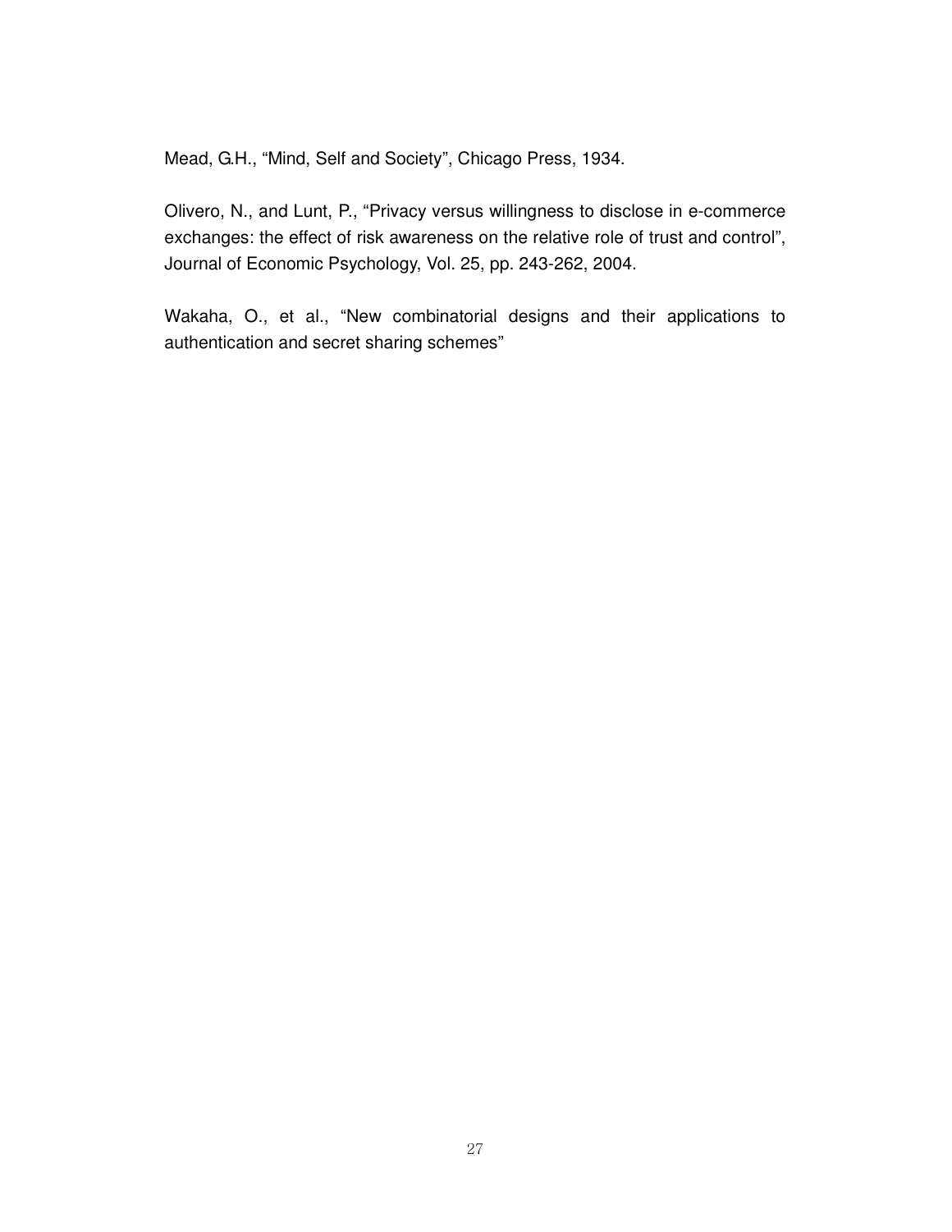Mead, G.H., "Mind, Self and Society", Chicago Press, 1934.

Olivero, N., and Lunt, P., "Privacy versus willingness to disclose in e-commerce exchanges: the effect of risk awareness on the relative role of trust and control", Journal of Economic Psychology, Vol. 25, pp. 243-262, 2004.

Wakaha, O., et al., "New combinatorial designs and their applications to authentication and secret sharing schemes"